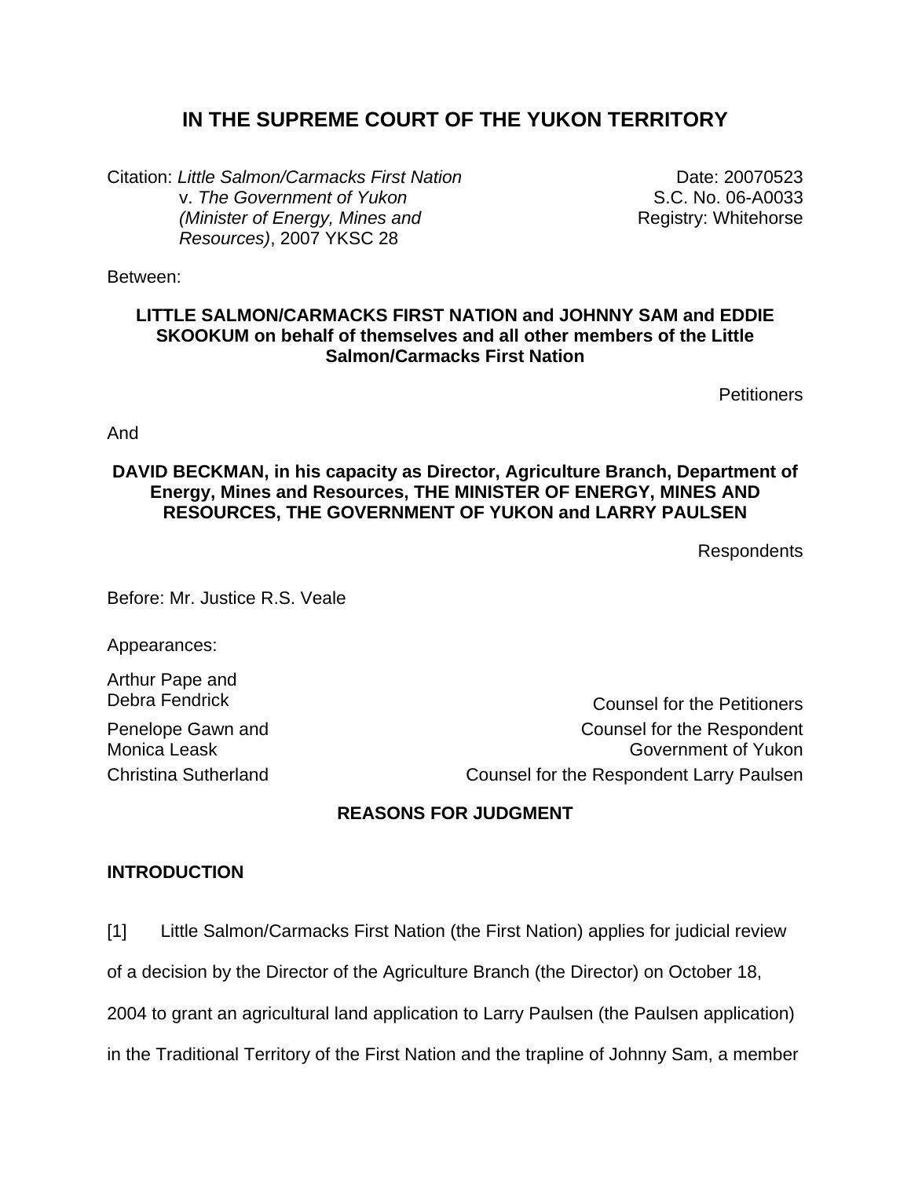# IN THE SUPREME COURT OF THE YUKON TERRITORY

Citation: *Little Salmon/Carmacks First Nation v. The Government of Yukon (Minister of Energy, Mines and Resources)*, 2007 YKSC 28

Date: 20070523
S.C. No. 06-A0033
Registry: Whitehorse

Between:

**LITTLE SALMON/CARMACKS FIRST NATION and JOHNNY SAM and EDDIE SKOOKUM on behalf of themselves and all other members of the Little Salmon/Carmacks First Nation**

Petitioners

And

**DAVID BECKMAN, in his capacity as Director, Agriculture Branch, Department of Energy, Mines and Resources, THE MINISTER OF ENERGY, MINES AND RESOURCES, THE GOVERNMENT OF YUKON and LARRY PAULSEN**

Respondents

Before: Mr. Justice R.S. Veale

Appearances:

| | |
|---|---|
| Arthur Pape and Debra Fendrick | Counsel for the Petitioners |
| Penelope Gawn and Monica Leask | Counsel for the Respondent Government of Yukon |
| Christina Sutherland | Counsel for the Respondent Larry Paulsen |

## REASONS FOR JUDGMENT

### INTRODUCTION

[1] Little Salmon/Carmacks First Nation (the First Nation) applies for judicial review of a decision by the Director of the Agriculture Branch (the Director) on October 18, 2004 to grant an agricultural land application to Larry Paulsen (the Paulsen application) in the Traditional Territory of the First Nation and the trapline of Johnny Sam, a member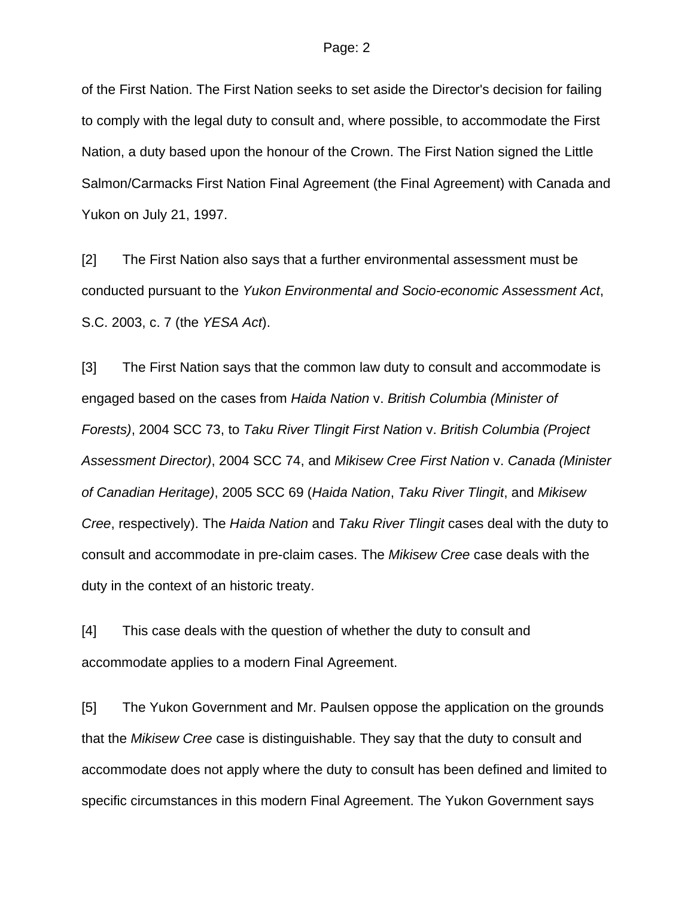of the First Nation. The First Nation seeks to set aside the Director's decision for failing to comply with the legal duty to consult and, where possible, to accommodate the First Nation, a duty based upon the honour of the Crown. The First Nation signed the Little Salmon/Carmacks First Nation Final Agreement (the Final Agreement) with Canada and Yukon on July 21, 1997.

[2] The First Nation also says that a further environmental assessment must be conducted pursuant to the *Yukon Environmental and Socio-economic Assessment Act*, S.C. 2003, c. 7 (the *YESA Act*).

[3] The First Nation says that the common law duty to consult and accommodate is engaged based on the cases from *Haida Nation* v. *British Columbia (Minister of Forests)*, 2004 SCC 73, to *Taku River Tlingit First Nation* v. *British Columbia (Project Assessment Director)*, 2004 SCC 74, and *Mikisew Cree First Nation* v. *Canada (Minister of Canadian Heritage)*, 2005 SCC 69 (*Haida Nation*, *Taku River Tlingit*, and *Mikisew Cree*, respectively). The *Haida Nation* and *Taku River Tlingit* cases deal with the duty to consult and accommodate in pre-claim cases. The *Mikisew Cree* case deals with the duty in the context of an historic treaty.

[4] This case deals with the question of whether the duty to consult and accommodate applies to a modern Final Agreement.

[5] The Yukon Government and Mr. Paulsen oppose the application on the grounds that the *Mikisew Cree* case is distinguishable. They say that the duty to consult and accommodate does not apply where the duty to consult has been defined and limited to specific circumstances in this modern Final Agreement. The Yukon Government says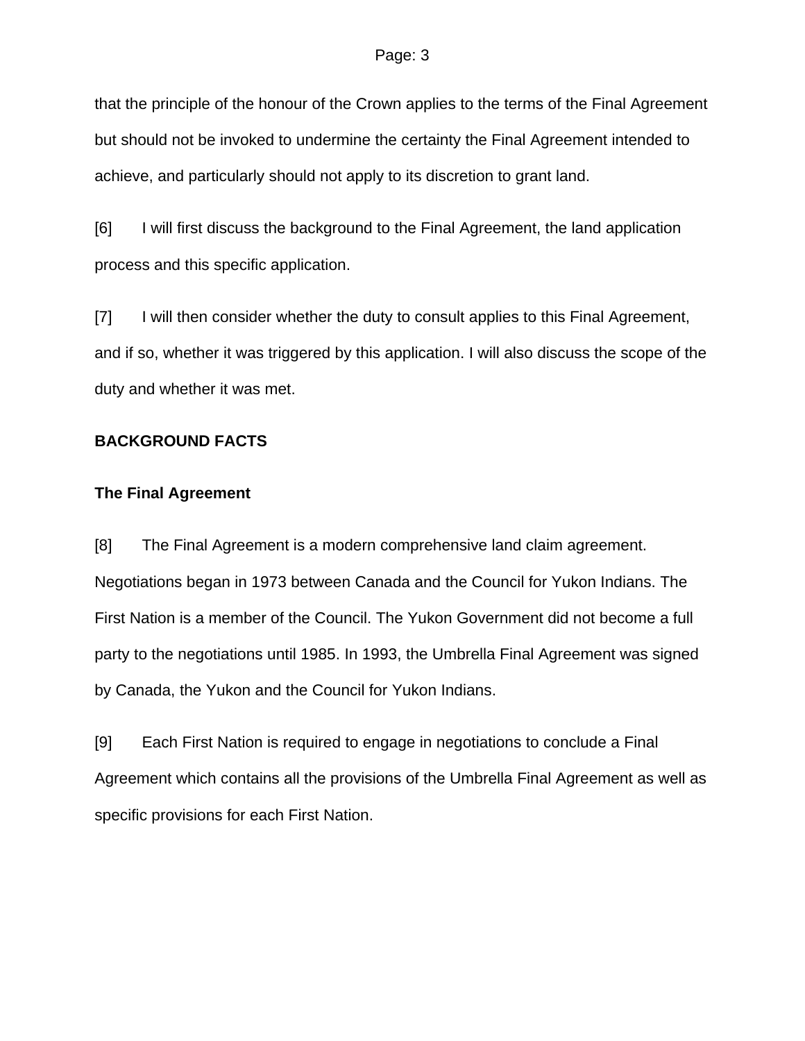that the principle of the honour of the Crown applies to the terms of the Final Agreement but should not be invoked to undermine the certainty the Final Agreement intended to achieve, and particularly should not apply to its discretion to grant land.

[6] I will first discuss the background to the Final Agreement, the land application process and this specific application.

[7] I will then consider whether the duty to consult applies to this Final Agreement, and if so, whether it was triggered by this application. I will also discuss the scope of the duty and whether it was met.

## BACKGROUND FACTS

### The Final Agreement

[8] The Final Agreement is a modern comprehensive land claim agreement. Negotiations began in 1973 between Canada and the Council for Yukon Indians. The First Nation is a member of the Council. The Yukon Government did not become a full party to the negotiations until 1985. In 1993, the Umbrella Final Agreement was signed by Canada, the Yukon and the Council for Yukon Indians.

[9] Each First Nation is required to engage in negotiations to conclude a Final Agreement which contains all the provisions of the Umbrella Final Agreement as well as specific provisions for each First Nation.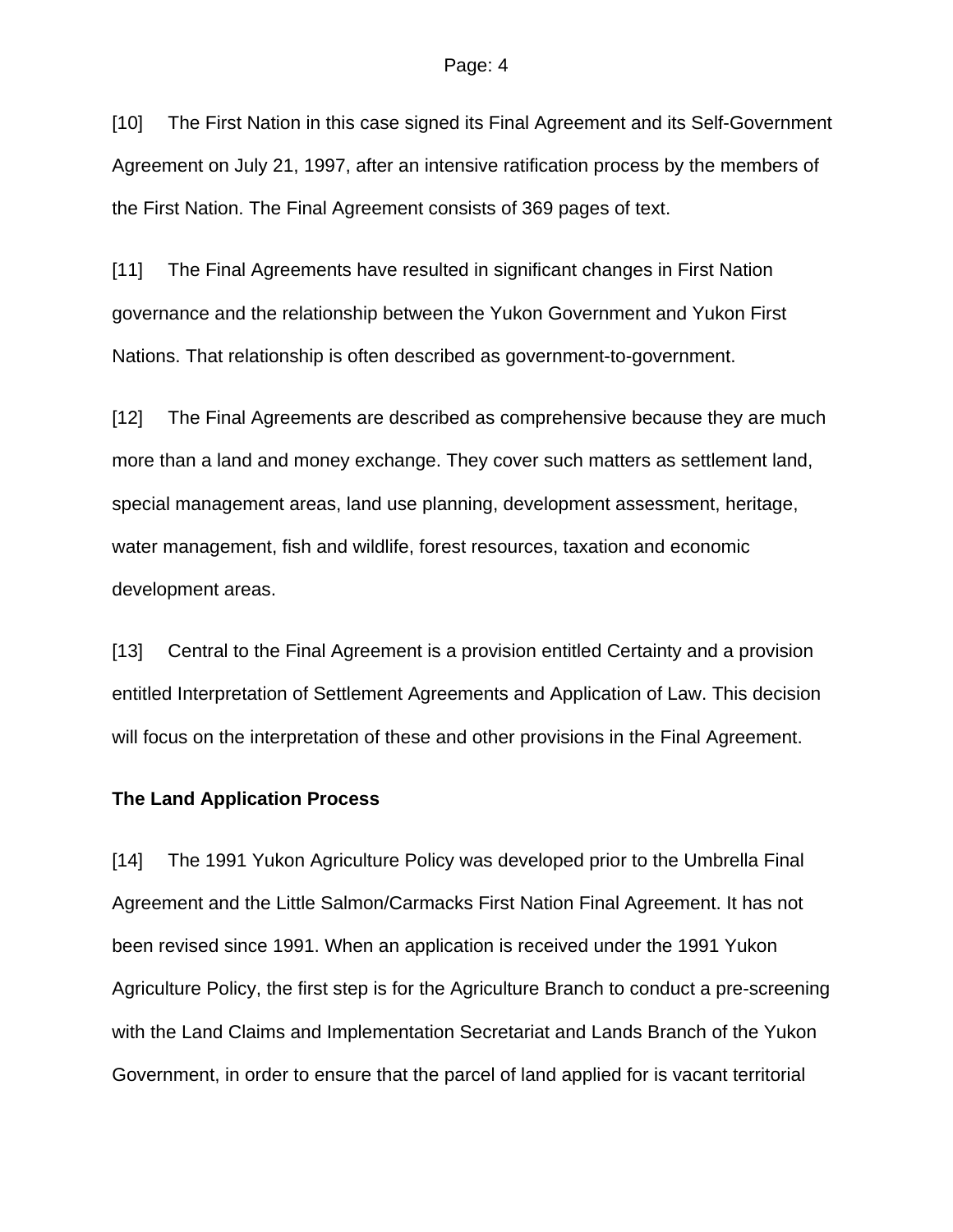[10] The First Nation in this case signed its Final Agreement and its Self-Government Agreement on July 21, 1997, after an intensive ratification process by the members of the First Nation. The Final Agreement consists of 369 pages of text.

[11] The Final Agreements have resulted in significant changes in First Nation governance and the relationship between the Yukon Government and Yukon First Nations. That relationship is often described as government-to-government.

[12] The Final Agreements are described as comprehensive because they are much more than a land and money exchange. They cover such matters as settlement land, special management areas, land use planning, development assessment, heritage, water management, fish and wildlife, forest resources, taxation and economic development areas.

[13] Central to the Final Agreement is a provision entitled Certainty and a provision entitled Interpretation of Settlement Agreements and Application of Law. This decision will focus on the interpretation of these and other provisions in the Final Agreement.

**The Land Application Process**

[14] The 1991 Yukon Agriculture Policy was developed prior to the Umbrella Final Agreement and the Little Salmon/Carmacks First Nation Final Agreement. It has not been revised since 1991. When an application is received under the 1991 Yukon Agriculture Policy, the first step is for the Agriculture Branch to conduct a pre-screening with the Land Claims and Implementation Secretariat and Lands Branch of the Yukon Government, in order to ensure that the parcel of land applied for is vacant territorial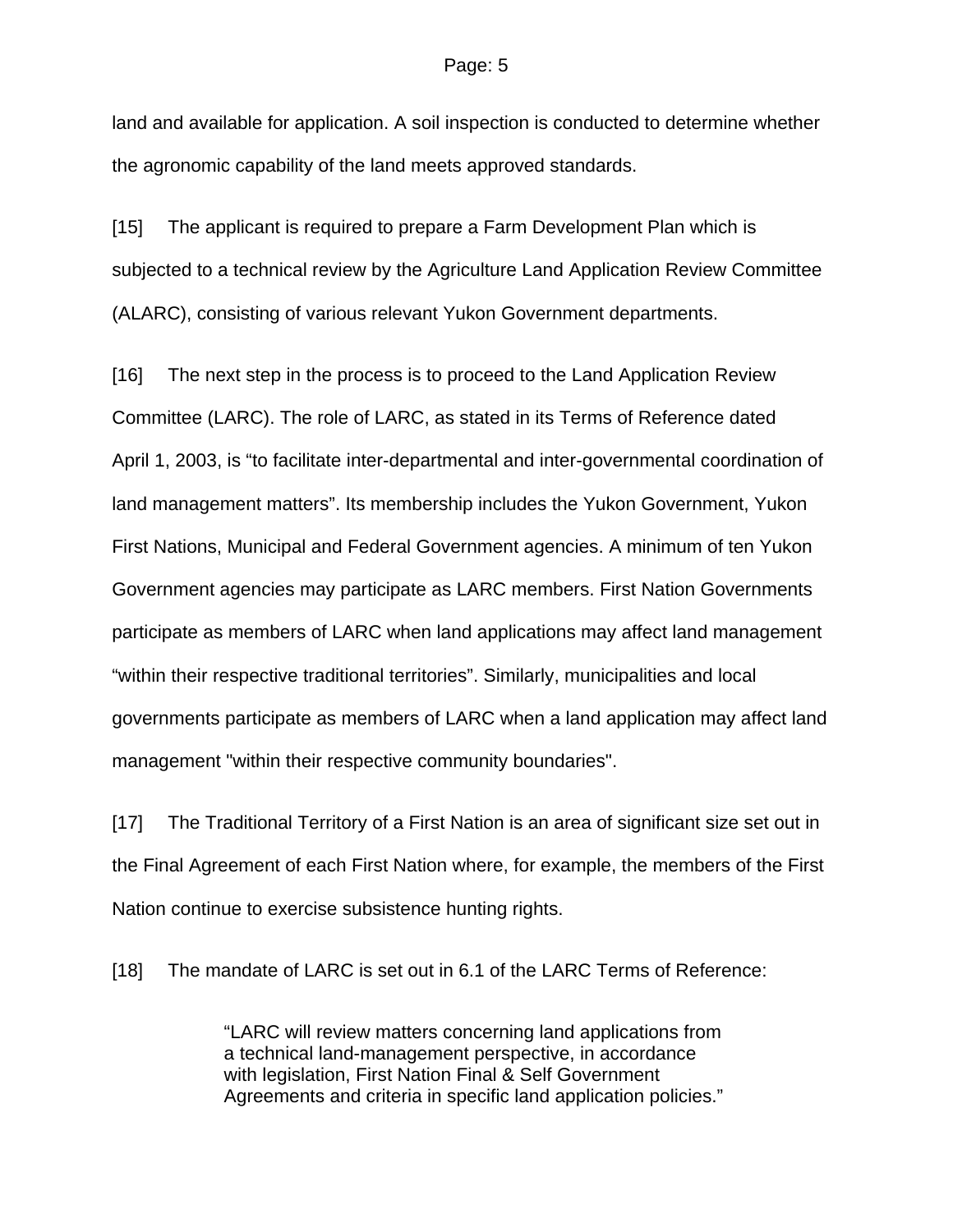land and available for application. A soil inspection is conducted to determine whether the agronomic capability of the land meets approved standards.

[15] The applicant is required to prepare a Farm Development Plan which is subjected to a technical review by the Agriculture Land Application Review Committee (ALARC), consisting of various relevant Yukon Government departments.

[16] The next step in the process is to proceed to the Land Application Review Committee (LARC). The role of LARC, as stated in its Terms of Reference dated April 1, 2003, is "to facilitate inter-departmental and inter-governmental coordination of land management matters". Its membership includes the Yukon Government, Yukon First Nations, Municipal and Federal Government agencies. A minimum of ten Yukon Government agencies may participate as LARC members. First Nation Governments participate as members of LARC when land applications may affect land management "within their respective traditional territories". Similarly, municipalities and local governments participate as members of LARC when a land application may affect land management "within their respective community boundaries".

[17] The Traditional Territory of a First Nation is an area of significant size set out in the Final Agreement of each First Nation where, for example, the members of the First Nation continue to exercise subsistence hunting rights.

[18] The mandate of LARC is set out in 6.1 of the LARC Terms of Reference:

> "LARC will review matters concerning land applications from a technical land-management perspective, in accordance with legislation, First Nation Final & Self Government Agreements and criteria in specific land application policies."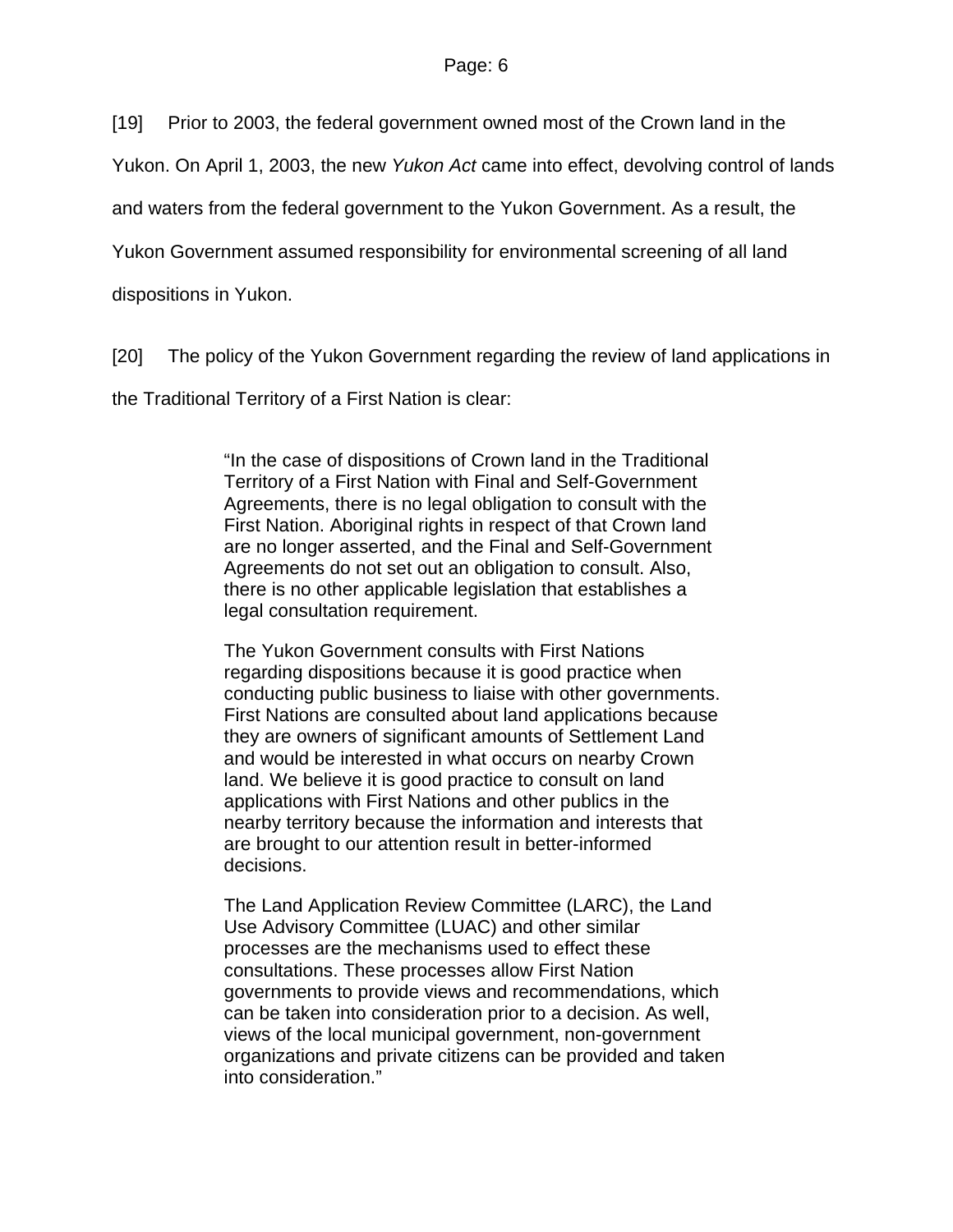[19] Prior to 2003, the federal government owned most of the Crown land in the Yukon. On April 1, 2003, the new *Yukon Act* came into effect, devolving control of lands and waters from the federal government to the Yukon Government. As a result, the Yukon Government assumed responsibility for environmental screening of all land dispositions in Yukon.

[20] The policy of the Yukon Government regarding the review of land applications in the Traditional Territory of a First Nation is clear:

> "In the case of dispositions of Crown land in the Traditional Territory of a First Nation with Final and Self-Government Agreements, there is no legal obligation to consult with the First Nation. Aboriginal rights in respect of that Crown land are no longer asserted, and the Final and Self-Government Agreements do not set out an obligation to consult. Also, there is no other applicable legislation that establishes a legal consultation requirement.
>
> The Yukon Government consults with First Nations regarding dispositions because it is good practice when conducting public business to liaise with other governments. First Nations are consulted about land applications because they are owners of significant amounts of Settlement Land and would be interested in what occurs on nearby Crown land. We believe it is good practice to consult on land applications with First Nations and other publics in the nearby territory because the information and interests that are brought to our attention result in better-informed decisions.
>
> The Land Application Review Committee (LARC), the Land Use Advisory Committee (LUAC) and other similar processes are the mechanisms used to effect these consultations. These processes allow First Nation governments to provide views and recommendations, which can be taken into consideration prior to a decision. As well, views of the local municipal government, non-government organizations and private citizens can be provided and taken into consideration."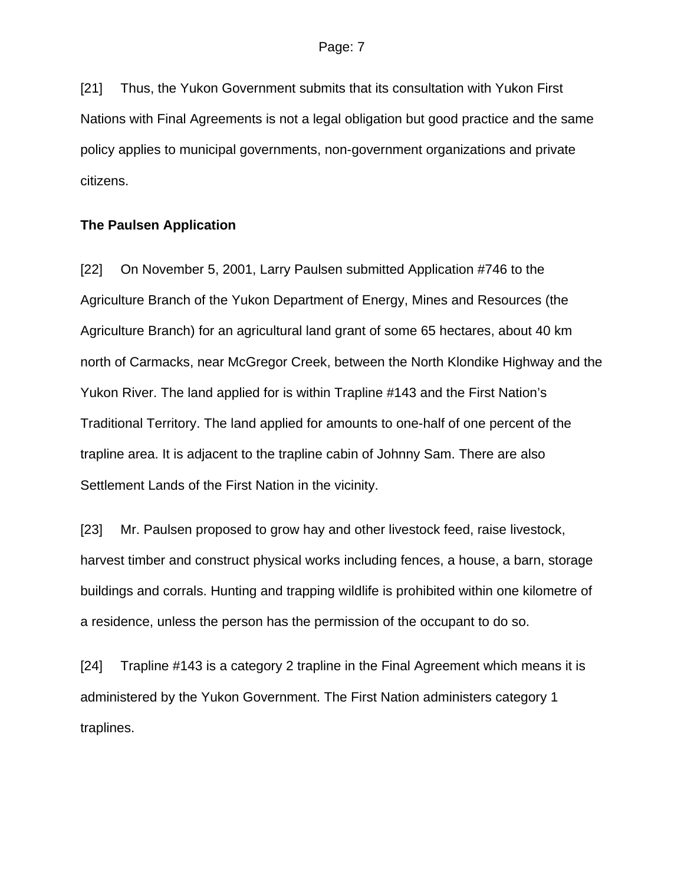[21] Thus, the Yukon Government submits that its consultation with Yukon First Nations with Final Agreements is not a legal obligation but good practice and the same policy applies to municipal governments, non-government organizations and private citizens.

**The Paulsen Application**

[22] On November 5, 2001, Larry Paulsen submitted Application #746 to the Agriculture Branch of the Yukon Department of Energy, Mines and Resources (the Agriculture Branch) for an agricultural land grant of some 65 hectares, about 40 km north of Carmacks, near McGregor Creek, between the North Klondike Highway and the Yukon River. The land applied for is within Trapline #143 and the First Nation's Traditional Territory. The land applied for amounts to one-half of one percent of the trapline area. It is adjacent to the trapline cabin of Johnny Sam. There are also Settlement Lands of the First Nation in the vicinity.

[23] Mr. Paulsen proposed to grow hay and other livestock feed, raise livestock, harvest timber and construct physical works including fences, a house, a barn, storage buildings and corrals. Hunting and trapping wildlife is prohibited within one kilometre of a residence, unless the person has the permission of the occupant to do so.

[24] Trapline #143 is a category 2 trapline in the Final Agreement which means it is administered by the Yukon Government. The First Nation administers category 1 traplines.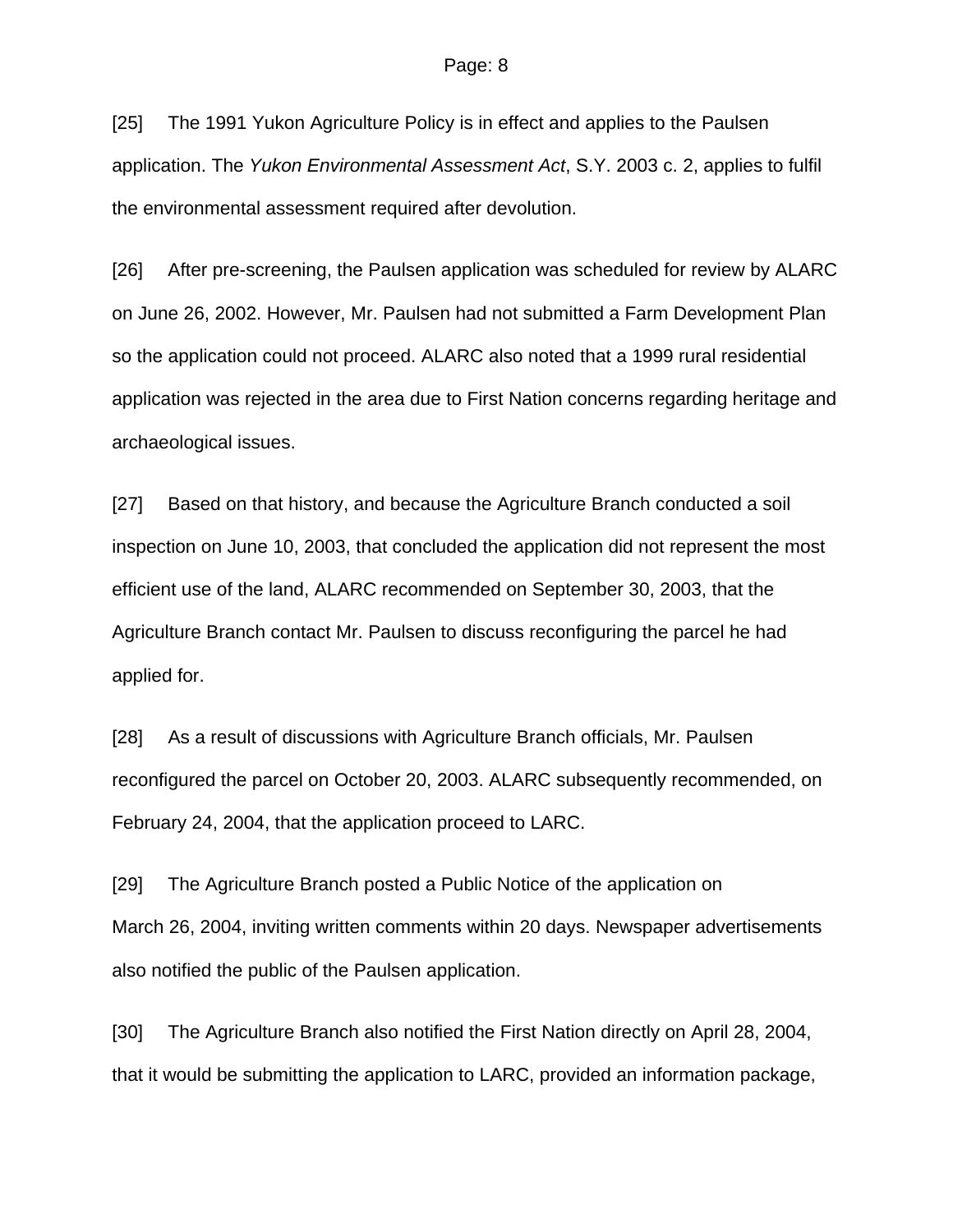[25] The 1991 Yukon Agriculture Policy is in effect and applies to the Paulsen application. The *Yukon Environmental Assessment Act*, S.Y. 2003 c. 2, applies to fulfil the environmental assessment required after devolution.

[26] After pre-screening, the Paulsen application was scheduled for review by ALARC on June 26, 2002. However, Mr. Paulsen had not submitted a Farm Development Plan so the application could not proceed. ALARC also noted that a 1999 rural residential application was rejected in the area due to First Nation concerns regarding heritage and archaeological issues.

[27] Based on that history, and because the Agriculture Branch conducted a soil inspection on June 10, 2003, that concluded the application did not represent the most efficient use of the land, ALARC recommended on September 30, 2003, that the Agriculture Branch contact Mr. Paulsen to discuss reconfiguring the parcel he had applied for.

[28] As a result of discussions with Agriculture Branch officials, Mr. Paulsen reconfigured the parcel on October 20, 2003. ALARC subsequently recommended, on February 24, 2004, that the application proceed to LARC.

[29] The Agriculture Branch posted a Public Notice of the application on March 26, 2004, inviting written comments within 20 days. Newspaper advertisements also notified the public of the Paulsen application.

[30] The Agriculture Branch also notified the First Nation directly on April 28, 2004, that it would be submitting the application to LARC, provided an information package,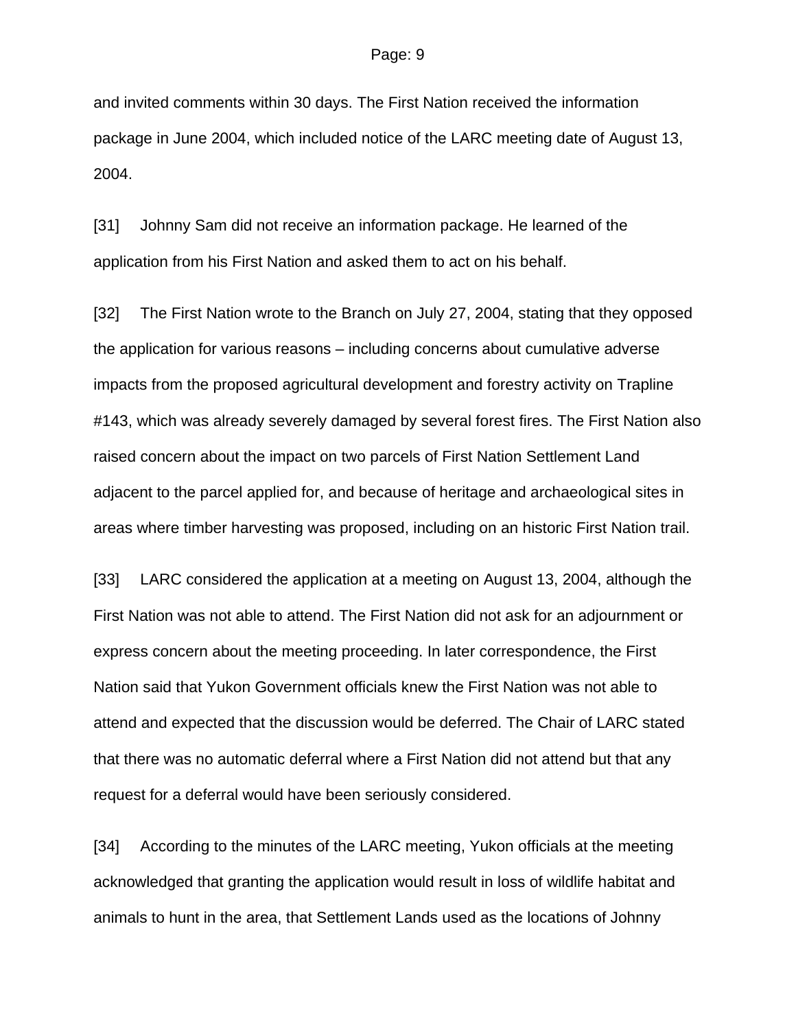and invited comments within 30 days. The First Nation received the information package in June 2004, which included notice of the LARC meeting date of August 13, 2004.

[31] Johnny Sam did not receive an information package. He learned of the application from his First Nation and asked them to act on his behalf.

[32] The First Nation wrote to the Branch on July 27, 2004, stating that they opposed the application for various reasons – including concerns about cumulative adverse impacts from the proposed agricultural development and forestry activity on Trapline #143, which was already severely damaged by several forest fires. The First Nation also raised concern about the impact on two parcels of First Nation Settlement Land adjacent to the parcel applied for, and because of heritage and archaeological sites in areas where timber harvesting was proposed, including on an historic First Nation trail.

[33] LARC considered the application at a meeting on August 13, 2004, although the First Nation was not able to attend. The First Nation did not ask for an adjournment or express concern about the meeting proceeding. In later correspondence, the First Nation said that Yukon Government officials knew the First Nation was not able to attend and expected that the discussion would be deferred. The Chair of LARC stated that there was no automatic deferral where a First Nation did not attend but that any request for a deferral would have been seriously considered.

[34] According to the minutes of the LARC meeting, Yukon officials at the meeting acknowledged that granting the application would result in loss of wildlife habitat and animals to hunt in the area, that Settlement Lands used as the locations of Johnny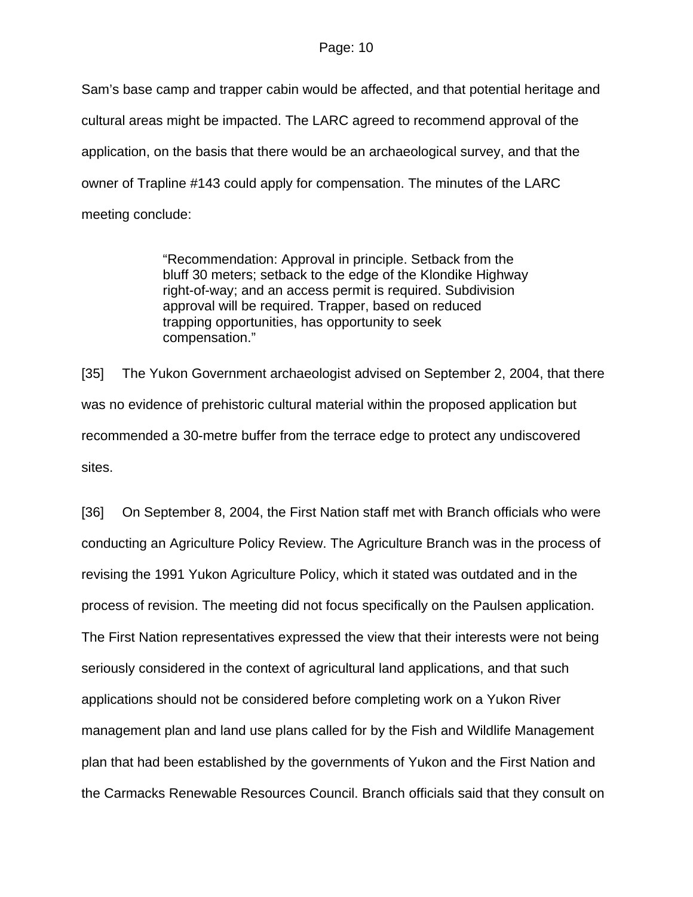Sam's base camp and trapper cabin would be affected, and that potential heritage and cultural areas might be impacted. The LARC agreed to recommend approval of the application, on the basis that there would be an archaeological survey, and that the owner of Trapline #143 could apply for compensation. The minutes of the LARC meeting conclude:

> "Recommendation: Approval in principle. Setback from the bluff 30 meters; setback to the edge of the Klondike Highway right-of-way; and an access permit is required. Subdivision approval will be required. Trapper, based on reduced trapping opportunities, has opportunity to seek compensation."

[35] The Yukon Government archaeologist advised on September 2, 2004, that there was no evidence of prehistoric cultural material within the proposed application but recommended a 30-metre buffer from the terrace edge to protect any undiscovered sites.

[36] On September 8, 2004, the First Nation staff met with Branch officials who were conducting an Agriculture Policy Review. The Agriculture Branch was in the process of revising the 1991 Yukon Agriculture Policy, which it stated was outdated and in the process of revision. The meeting did not focus specifically on the Paulsen application. The First Nation representatives expressed the view that their interests were not being seriously considered in the context of agricultural land applications, and that such applications should not be considered before completing work on a Yukon River management plan and land use plans called for by the Fish and Wildlife Management plan that had been established by the governments of Yukon and the First Nation and the Carmacks Renewable Resources Council. Branch officials said that they consult on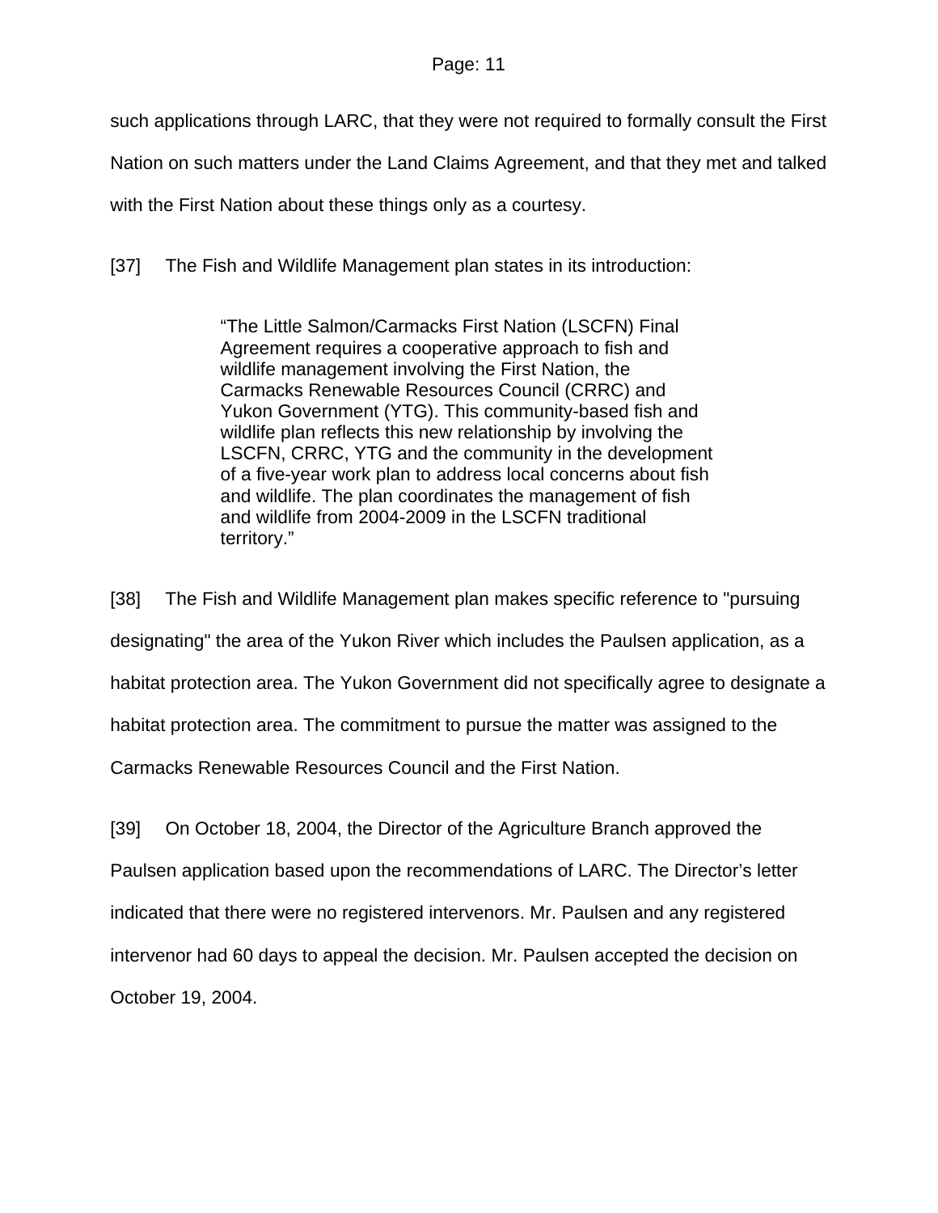such applications through LARC, that they were not required to formally consult the First Nation on such matters under the Land Claims Agreement, and that they met and talked with the First Nation about these things only as a courtesy.

[37] The Fish and Wildlife Management plan states in its introduction:

> "The Little Salmon/Carmacks First Nation (LSCFN) Final Agreement requires a cooperative approach to fish and wildlife management involving the First Nation, the Carmacks Renewable Resources Council (CRRC) and Yukon Government (YTG). This community-based fish and wildlife plan reflects this new relationship by involving the LSCFN, CRRC, YTG and the community in the development of a five-year work plan to address local concerns about fish and wildlife. The plan coordinates the management of fish and wildlife from 2004-2009 in the LSCFN traditional territory."

[38] The Fish and Wildlife Management plan makes specific reference to "pursuing designating" the area of the Yukon River which includes the Paulsen application, as a habitat protection area. The Yukon Government did not specifically agree to designate a habitat protection area. The commitment to pursue the matter was assigned to the Carmacks Renewable Resources Council and the First Nation.

[39] On October 18, 2004, the Director of the Agriculture Branch approved the Paulsen application based upon the recommendations of LARC. The Director's letter indicated that there were no registered intervenors. Mr. Paulsen and any registered intervenor had 60 days to appeal the decision. Mr. Paulsen accepted the decision on October 19, 2004.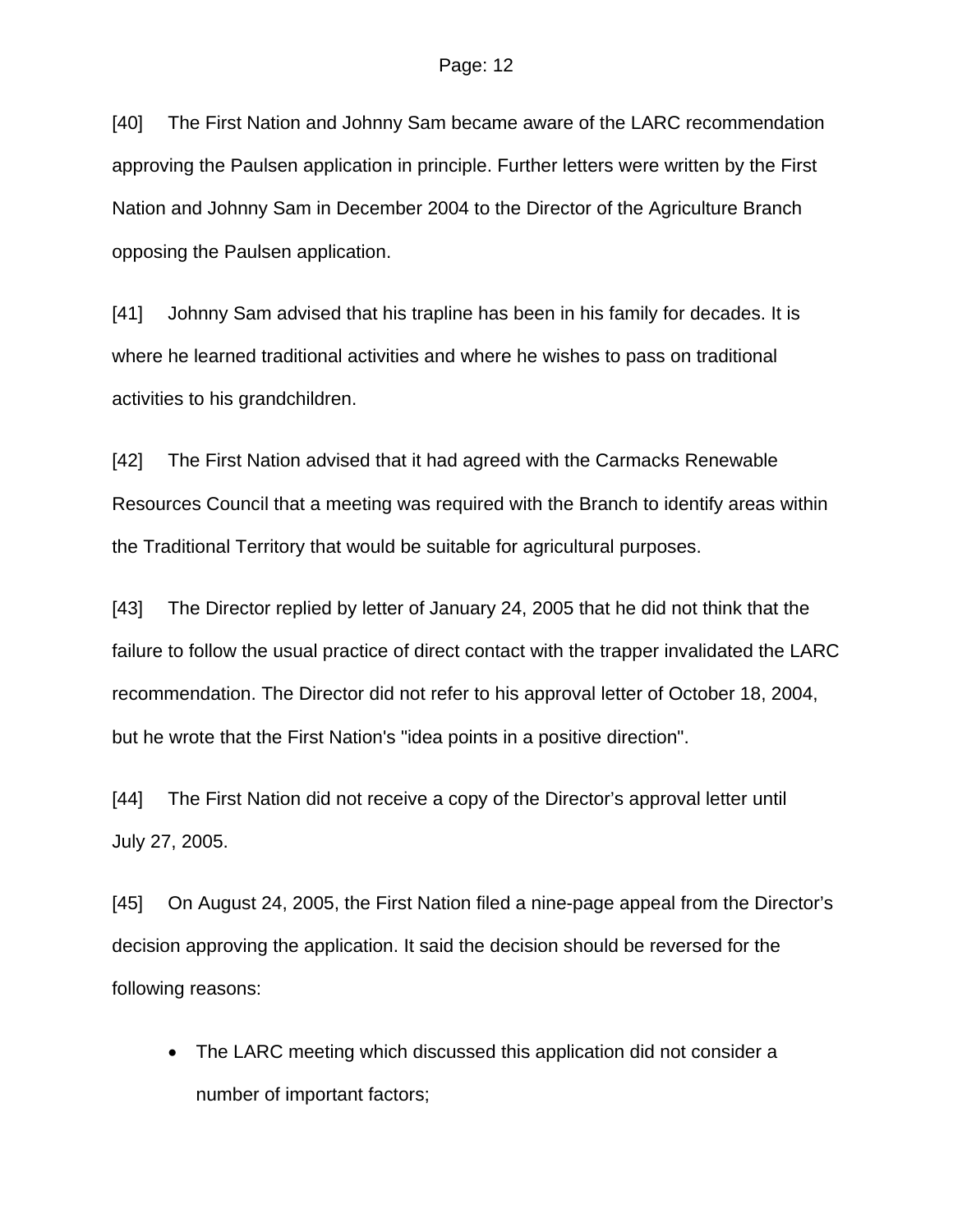[40] The First Nation and Johnny Sam became aware of the LARC recommendation approving the Paulsen application in principle. Further letters were written by the First Nation and Johnny Sam in December 2004 to the Director of the Agriculture Branch opposing the Paulsen application.

[41] Johnny Sam advised that his trapline has been in his family for decades. It is where he learned traditional activities and where he wishes to pass on traditional activities to his grandchildren.

[42] The First Nation advised that it had agreed with the Carmacks Renewable Resources Council that a meeting was required with the Branch to identify areas within the Traditional Territory that would be suitable for agricultural purposes.

[43] The Director replied by letter of January 24, 2005 that he did not think that the failure to follow the usual practice of direct contact with the trapper invalidated the LARC recommendation. The Director did not refer to his approval letter of October 18, 2004, but he wrote that the First Nation's "idea points in a positive direction".

[44] The First Nation did not receive a copy of the Director's approval letter until July 27, 2005.

[45] On August 24, 2005, the First Nation filed a nine-page appeal from the Director's decision approving the application. It said the decision should be reversed for the following reasons:

- The LARC meeting which discussed this application did not consider a number of important factors;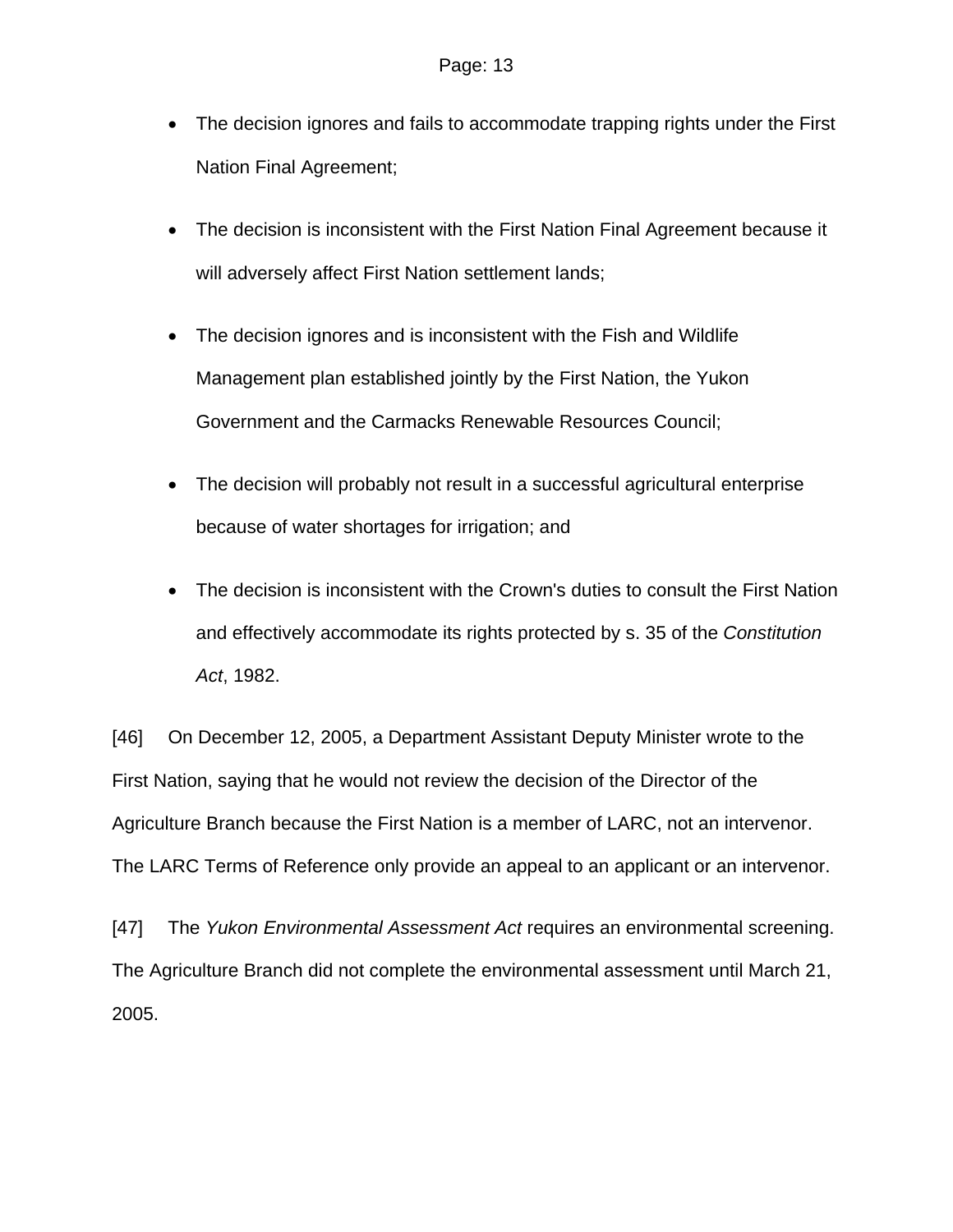- The decision ignores and fails to accommodate trapping rights under the First Nation Final Agreement;

- The decision is inconsistent with the First Nation Final Agreement because it will adversely affect First Nation settlement lands;

- The decision ignores and is inconsistent with the Fish and Wildlife Management plan established jointly by the First Nation, the Yukon Government and the Carmacks Renewable Resources Council;

- The decision will probably not result in a successful agricultural enterprise because of water shortages for irrigation; and

- The decision is inconsistent with the Crown's duties to consult the First Nation and effectively accommodate its rights protected by s. 35 of the *Constitution Act*, 1982.

[46] On December 12, 2005, a Department Assistant Deputy Minister wrote to the First Nation, saying that he would not review the decision of the Director of the Agriculture Branch because the First Nation is a member of LARC, not an intervenor. The LARC Terms of Reference only provide an appeal to an applicant or an intervenor.

[47] The *Yukon Environmental Assessment Act* requires an environmental screening. The Agriculture Branch did not complete the environmental assessment until March 21, 2005.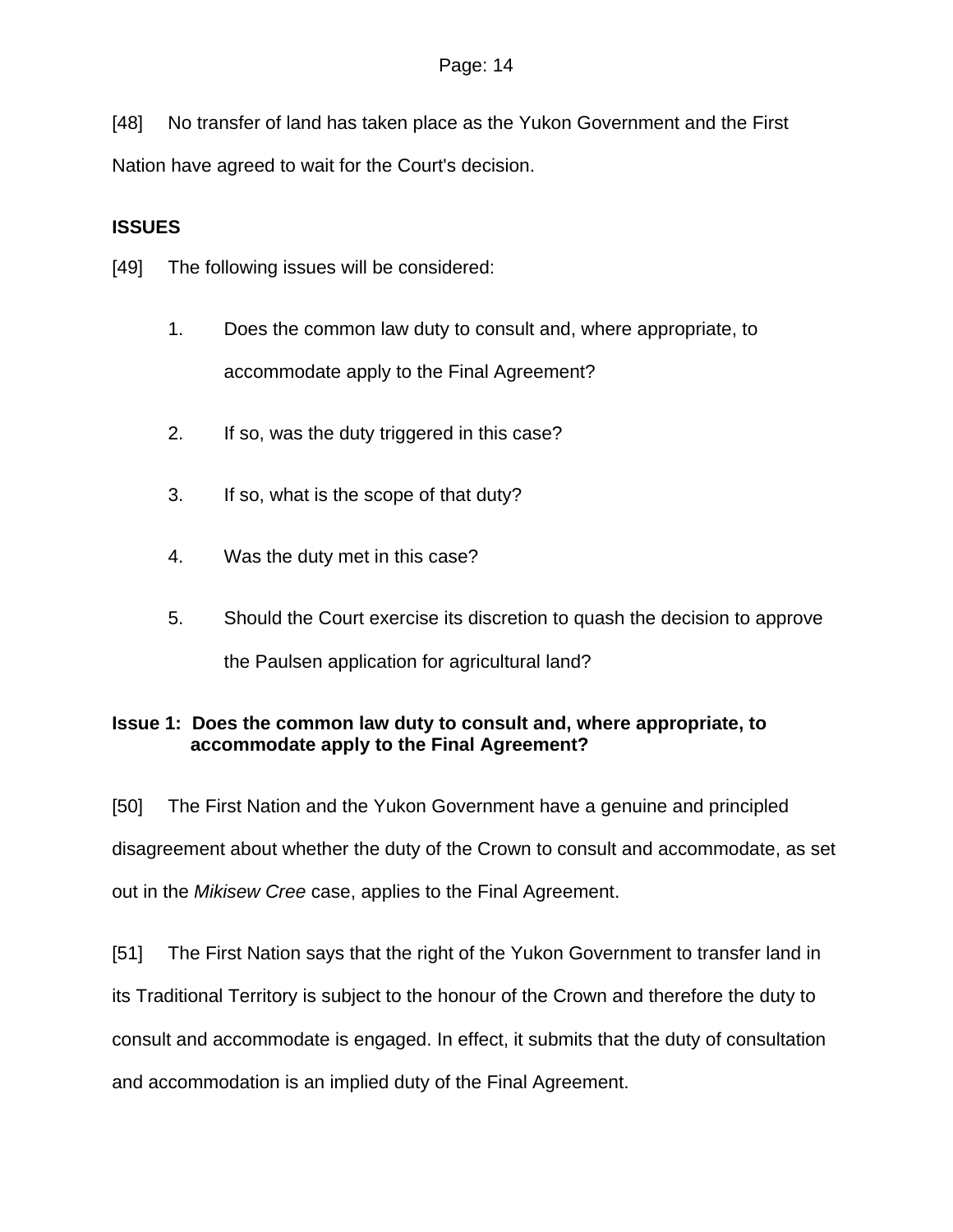[48] No transfer of land has taken place as the Yukon Government and the First Nation have agreed to wait for the Court's decision.

**ISSUES**

[49] The following issues will be considered:

1. Does the common law duty to consult and, where appropriate, to accommodate apply to the Final Agreement?

2. If so, was the duty triggered in this case?

3. If so, what is the scope of that duty?

4. Was the duty met in this case?

5. Should the Court exercise its discretion to quash the decision to approve the Paulsen application for agricultural land?

**Issue 1: Does the common law duty to consult and, where appropriate, to accommodate apply to the Final Agreement?**

[50] The First Nation and the Yukon Government have a genuine and principled disagreement about whether the duty of the Crown to consult and accommodate, as set out in the *Mikisew Cree* case, applies to the Final Agreement.

[51] The First Nation says that the right of the Yukon Government to transfer land in its Traditional Territory is subject to the honour of the Crown and therefore the duty to consult and accommodate is engaged. In effect, it submits that the duty of consultation and accommodation is an implied duty of the Final Agreement.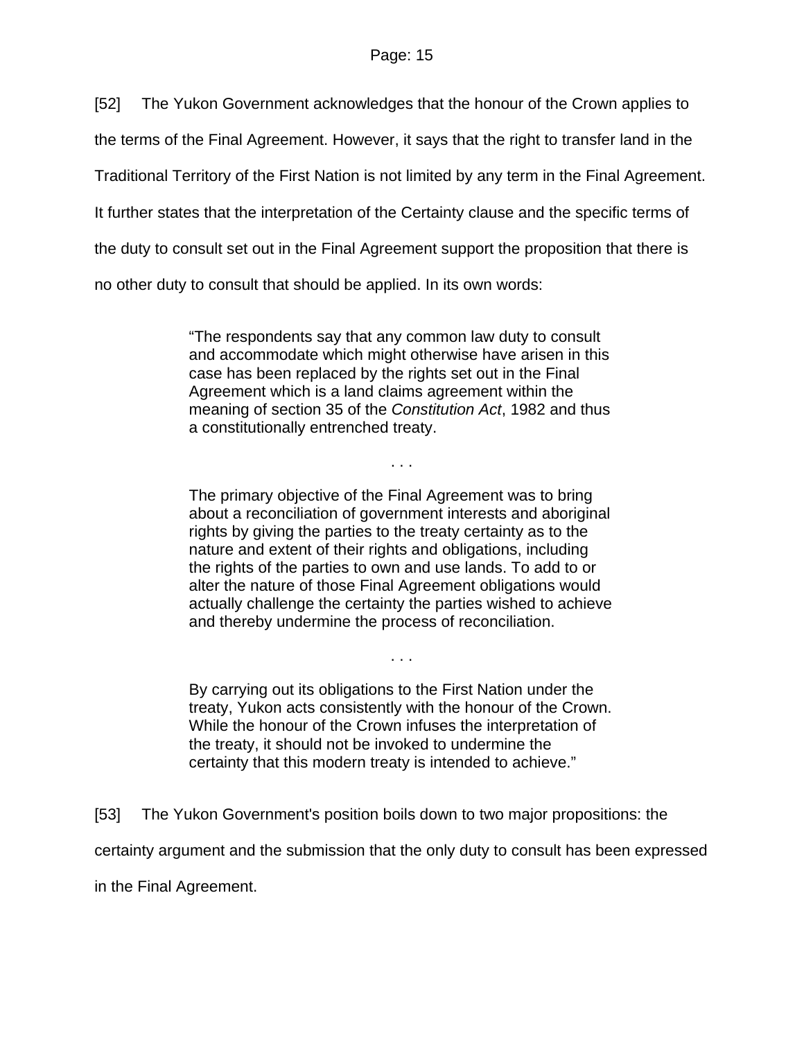[52] The Yukon Government acknowledges that the honour of the Crown applies to the terms of the Final Agreement. However, it says that the right to transfer land in the Traditional Territory of the First Nation is not limited by any term in the Final Agreement. It further states that the interpretation of the Certainty clause and the specific terms of the duty to consult set out in the Final Agreement support the proposition that there is no other duty to consult that should be applied. In its own words:

> "The respondents say that any common law duty to consult and accommodate which might otherwise have arisen in this case has been replaced by the rights set out in the Final Agreement which is a land claims agreement within the meaning of section 35 of the *Constitution Act*, 1982 and thus a constitutionally entrenched treaty.
>
> . . .
>
> The primary objective of the Final Agreement was to bring about a reconciliation of government interests and aboriginal rights by giving the parties to the treaty certainty as to the nature and extent of their rights and obligations, including the rights of the parties to own and use lands. To add to or alter the nature of those Final Agreement obligations would actually challenge the certainty the parties wished to achieve and thereby undermine the process of reconciliation.
>
> . . .
>
> By carrying out its obligations to the First Nation under the treaty, Yukon acts consistently with the honour of the Crown. While the honour of the Crown infuses the interpretation of the treaty, it should not be invoked to undermine the certainty that this modern treaty is intended to achieve."

[53] The Yukon Government's position boils down to two major propositions: the certainty argument and the submission that the only duty to consult has been expressed in the Final Agreement.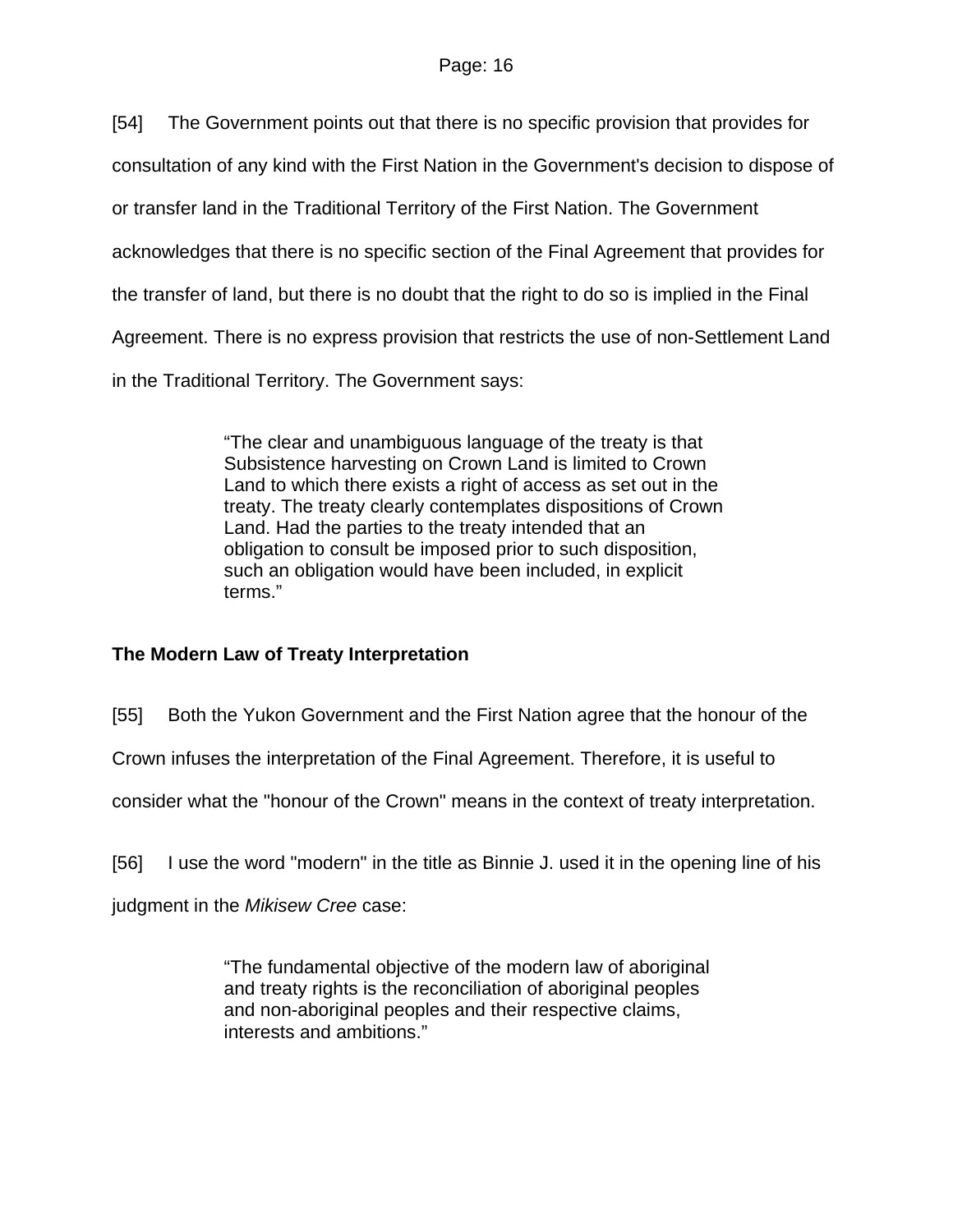[54] The Government points out that there is no specific provision that provides for consultation of any kind with the First Nation in the Government's decision to dispose of or transfer land in the Traditional Territory of the First Nation. The Government acknowledges that there is no specific section of the Final Agreement that provides for the transfer of land, but there is no doubt that the right to do so is implied in the Final Agreement. There is no express provision that restricts the use of non-Settlement Land in the Traditional Territory. The Government says:

> "The clear and unambiguous language of the treaty is that Subsistence harvesting on Crown Land is limited to Crown Land to which there exists a right of access as set out in the treaty. The treaty clearly contemplates dispositions of Crown Land. Had the parties to the treaty intended that an obligation to consult be imposed prior to such disposition, such an obligation would have been included, in explicit terms."

**The Modern Law of Treaty Interpretation**

[55] Both the Yukon Government and the First Nation agree that the honour of the Crown infuses the interpretation of the Final Agreement. Therefore, it is useful to consider what the "honour of the Crown" means in the context of treaty interpretation.

[56] I use the word "modern" in the title as Binnie J. used it in the opening line of his judgment in the *Mikisew Cree* case:

> "The fundamental objective of the modern law of aboriginal and treaty rights is the reconciliation of aboriginal peoples and non-aboriginal peoples and their respective claims, interests and ambitions."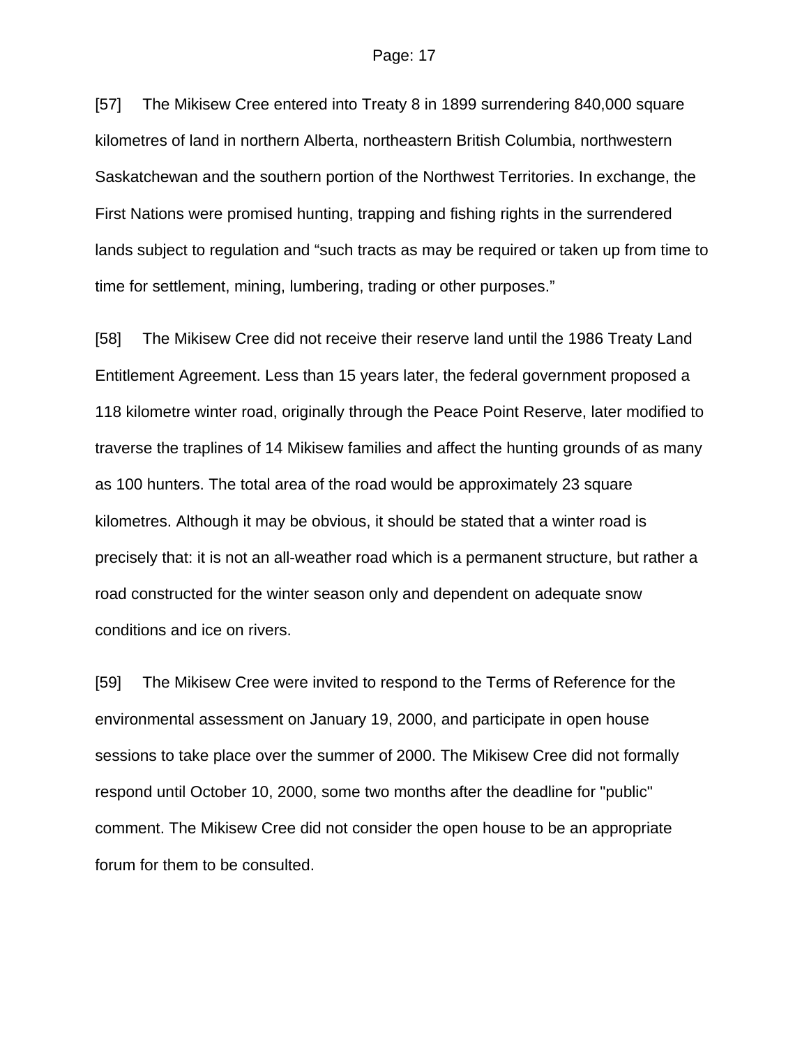[57] The Mikisew Cree entered into Treaty 8 in 1899 surrendering 840,000 square kilometres of land in northern Alberta, northeastern British Columbia, northwestern Saskatchewan and the southern portion of the Northwest Territories. In exchange, the First Nations were promised hunting, trapping and fishing rights in the surrendered lands subject to regulation and “such tracts as may be required or taken up from time to time for settlement, mining, lumbering, trading or other purposes.”

[58] The Mikisew Cree did not receive their reserve land until the 1986 Treaty Land Entitlement Agreement. Less than 15 years later, the federal government proposed a 118 kilometre winter road, originally through the Peace Point Reserve, later modified to traverse the traplines of 14 Mikisew families and affect the hunting grounds of as many as 100 hunters. The total area of the road would be approximately 23 square kilometres. Although it may be obvious, it should be stated that a winter road is precisely that: it is not an all-weather road which is a permanent structure, but rather a road constructed for the winter season only and dependent on adequate snow conditions and ice on rivers.

[59] The Mikisew Cree were invited to respond to the Terms of Reference for the environmental assessment on January 19, 2000, and participate in open house sessions to take place over the summer of 2000. The Mikisew Cree did not formally respond until October 10, 2000, some two months after the deadline for "public" comment. The Mikisew Cree did not consider the open house to be an appropriate forum for them to be consulted.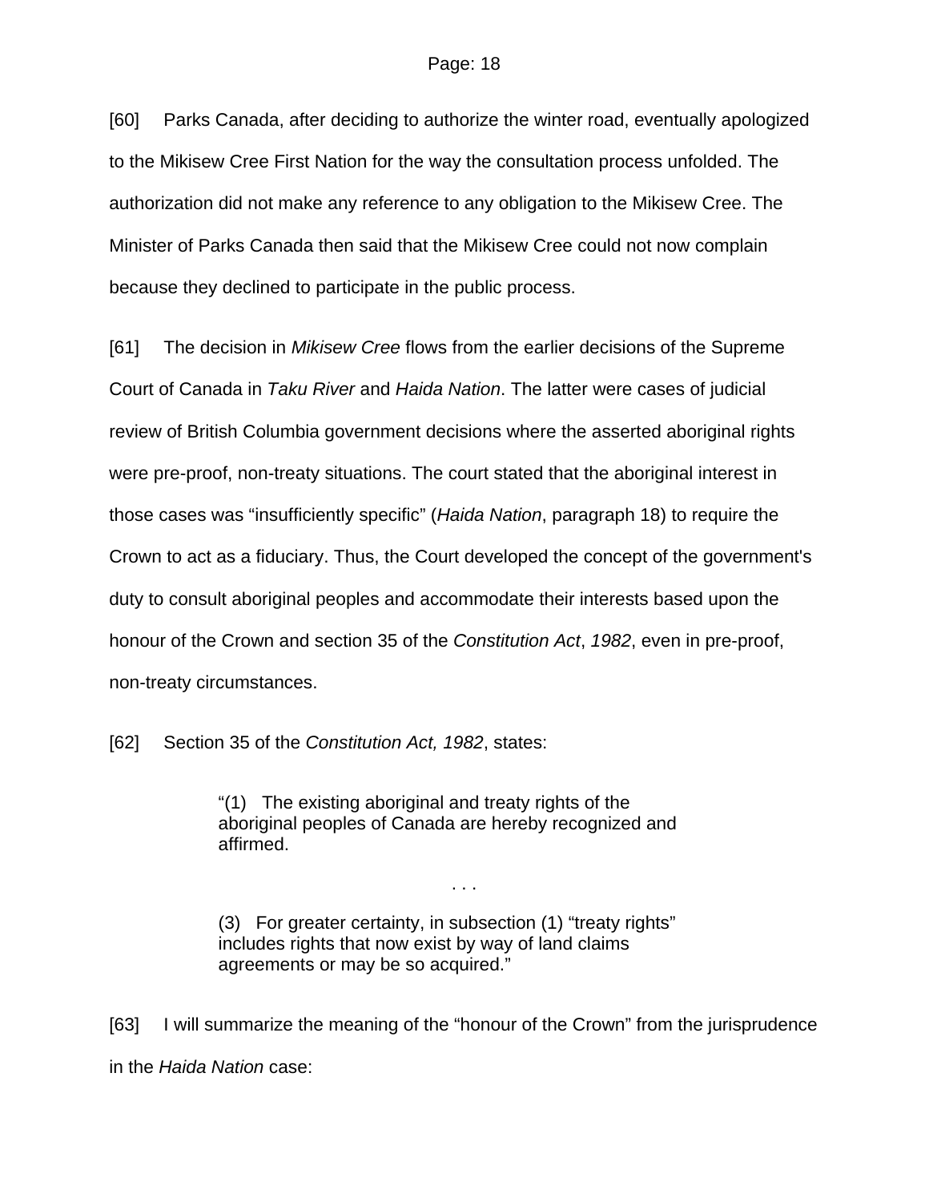[60] Parks Canada, after deciding to authorize the winter road, eventually apologized to the Mikisew Cree First Nation for the way the consultation process unfolded. The authorization did not make any reference to any obligation to the Mikisew Cree. The Minister of Parks Canada then said that the Mikisew Cree could not now complain because they declined to participate in the public process.

[61] The decision in *Mikisew Cree* flows from the earlier decisions of the Supreme Court of Canada in *Taku River* and *Haida Nation*. The latter were cases of judicial review of British Columbia government decisions where the asserted aboriginal rights were pre-proof, non-treaty situations. The court stated that the aboriginal interest in those cases was "insufficiently specific" (*Haida Nation*, paragraph 18) to require the Crown to act as a fiduciary. Thus, the Court developed the concept of the government's duty to consult aboriginal peoples and accommodate their interests based upon the honour of the Crown and section 35 of the *Constitution Act*, *1982*, even in pre-proof, non-treaty circumstances.

[62] Section 35 of the *Constitution Act, 1982*, states:

> "(1) The existing aboriginal and treaty rights of the aboriginal peoples of Canada are hereby recognized and affirmed.
>
> . . .
>
> (3) For greater certainty, in subsection (1) "treaty rights" includes rights that now exist by way of land claims agreements or may be so acquired."

[63] I will summarize the meaning of the "honour of the Crown" from the jurisprudence in the *Haida Nation* case: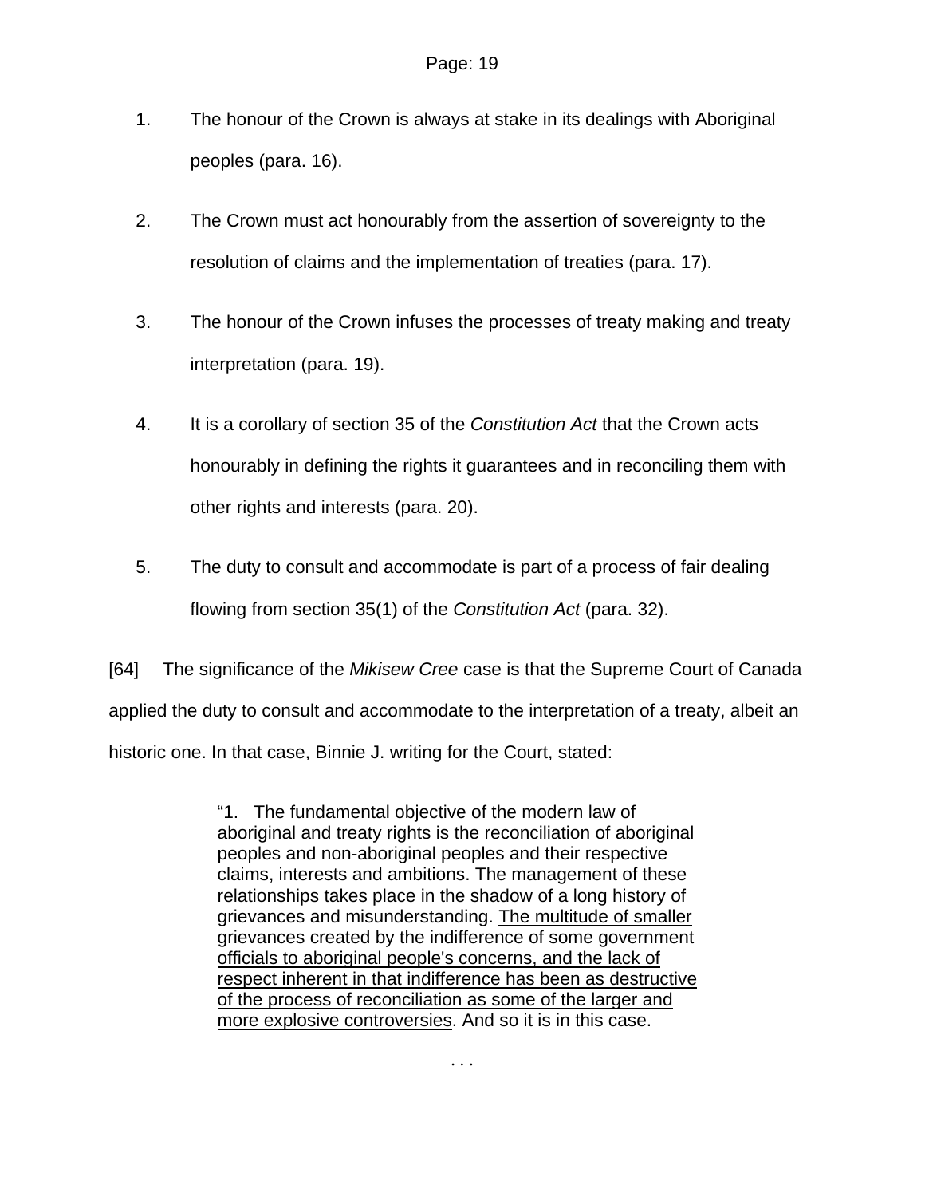1. The honour of the Crown is always at stake in its dealings with Aboriginal peoples (para. 16).

2. The Crown must act honourably from the assertion of sovereignty to the resolution of claims and the implementation of treaties (para. 17).

3. The honour of the Crown infuses the processes of treaty making and treaty interpretation (para. 19).

4. It is a corollary of section 35 of the *Constitution Act* that the Crown acts honourably in defining the rights it guarantees and in reconciling them with other rights and interests (para. 20).

5. The duty to consult and accommodate is part of a process of fair dealing flowing from section 35(1) of the *Constitution Act* (para. 32).

[64] The significance of the *Mikisew Cree* case is that the Supreme Court of Canada applied the duty to consult and accommodate to the interpretation of a treaty, albeit an historic one. In that case, Binnie J. writing for the Court, stated:

> "1. The fundamental objective of the modern law of aboriginal and treaty rights is the reconciliation of aboriginal peoples and non-aboriginal peoples and their respective claims, interests and ambitions. The management of these relationships takes place in the shadow of a long history of grievances and misunderstanding. <u>The multitude of smaller grievances created by the indifference of some government officials to aboriginal people's concerns, and the lack of respect inherent in that indifference has been as destructive of the process of reconciliation as some of the larger and more explosive controversies</u>. And so it is in this case.
>
> . . .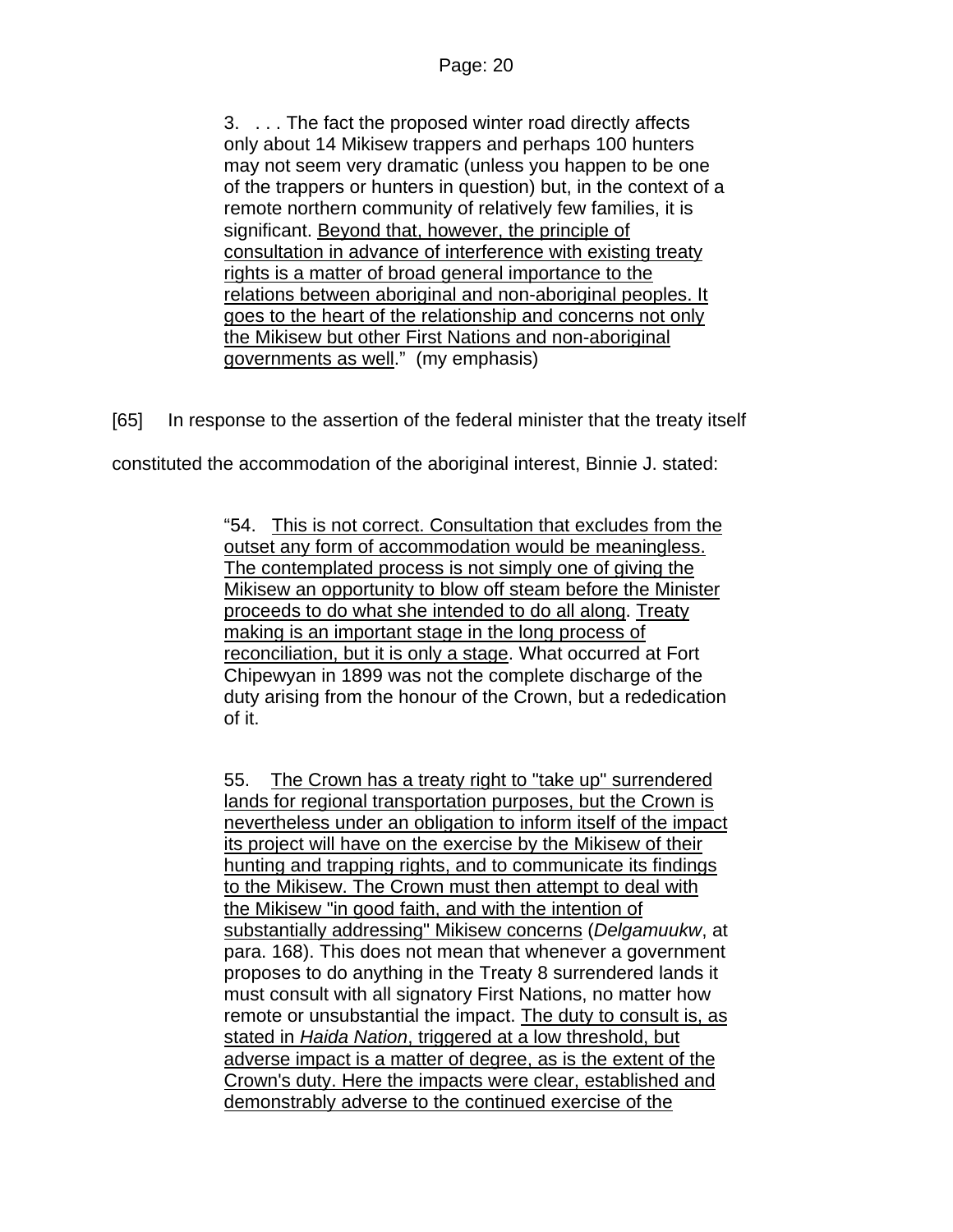> 3. . . . The fact the proposed winter road directly affects only about 14 Mikisew trappers and perhaps 100 hunters may not seem very dramatic (unless you happen to be one of the trappers or hunters in question) but, in the context of a remote northern community of relatively few families, it is significant. <u>Beyond that, however, the principle of consultation in advance of interference with existing treaty rights is a matter of broad general importance to the relations between aboriginal and non-aboriginal peoples. It goes to the heart of the relationship and concerns not only the Mikisew but other First Nations and non-aboriginal governments as well</u>." (my emphasis)

[65] In response to the assertion of the federal minister that the treaty itself constituted the accommodation of the aboriginal interest, Binnie J. stated:

> "54. <u>This is not correct. Consultation that excludes from the outset any form of accommodation would be meaningless. The contemplated process is not simply one of giving the Mikisew an opportunity to blow off steam before the Minister proceeds to do what she intended to do all along</u>. <u>Treaty making is an important stage in the long process of reconciliation, but it is only a stage</u>. What occurred at Fort Chipewyan in 1899 was not the complete discharge of the duty arising from the honour of the Crown, but a rededication of it.
>
> 55. <u>The Crown has a treaty right to "take up" surrendered lands for regional transportation purposes, but the Crown is nevertheless under an obligation to inform itself of the impact its project will have on the exercise by the Mikisew of their hunting and trapping rights, and to communicate its findings to the Mikisew. The Crown must then attempt to deal with the Mikisew "in good faith, and with the intention of substantially addressing" Mikisew concerns</u> (*Delgamuukw*, at para. 168). This does not mean that whenever a government proposes to do anything in the Treaty 8 surrendered lands it must consult with all signatory First Nations, no matter how remote or unsubstantial the impact. <u>The duty to consult is, as stated in *Haida Nation*, triggered at a low threshold, but adverse impact is a matter of degree, as is the extent of the Crown's duty. Here the impacts were clear, established and demonstrably adverse to the continued exercise of the</u>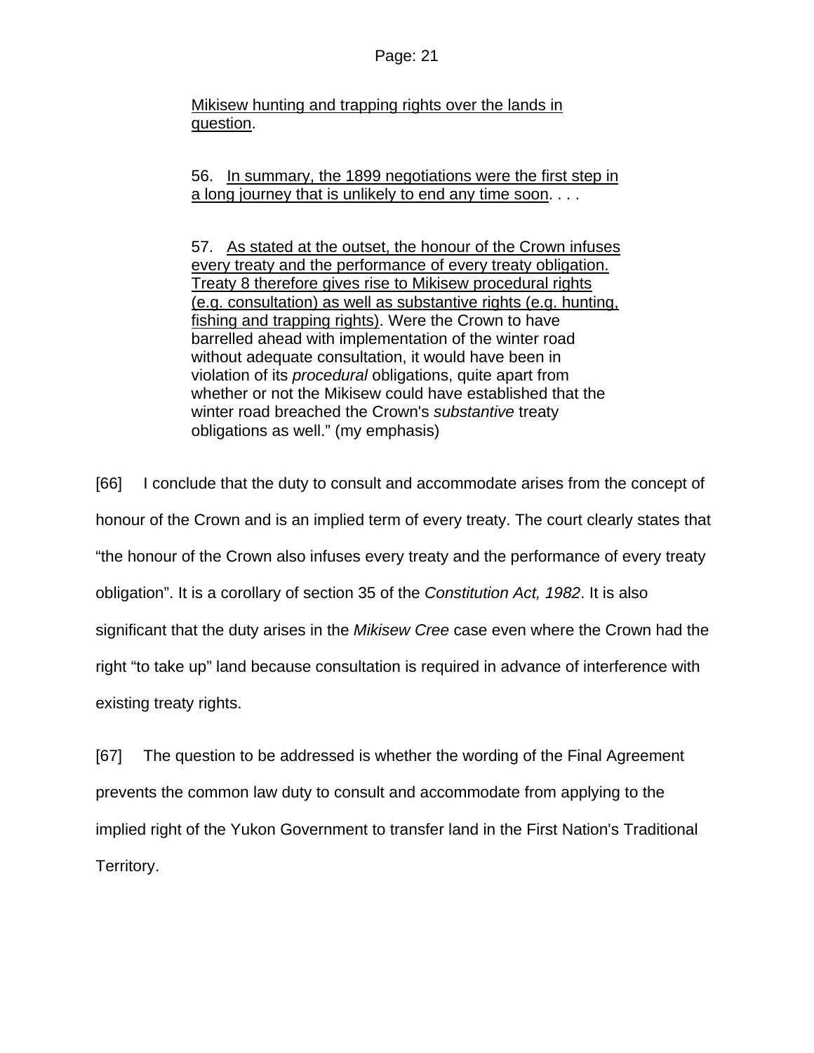> <u>Mikisew hunting and trapping rights over the lands in question</u>.
>
> 56. <u>In summary, the 1899 negotiations were the first step in a long journey that is unlikely to end any time soon</u>. . . .
>
> 57. <u>As stated at the outset, the honour of the Crown infuses every treaty and the performance of every treaty obligation. Treaty 8 therefore gives rise to Mikisew procedural rights (e.g. consultation) as well as substantive rights (e.g. hunting, fishing and trapping rights)</u>. Were the Crown to have barrelled ahead with implementation of the winter road without adequate consultation, it would have been in violation of its *procedural* obligations, quite apart from whether or not the Mikisew could have established that the winter road breached the Crown's *substantive* treaty obligations as well." (my emphasis)

[66] I conclude that the duty to consult and accommodate arises from the concept of honour of the Crown and is an implied term of every treaty. The court clearly states that "the honour of the Crown also infuses every treaty and the performance of every treaty obligation". It is a corollary of section 35 of the *Constitution Act, 1982*. It is also significant that the duty arises in the *Mikisew Cree* case even where the Crown had the right "to take up" land because consultation is required in advance of interference with existing treaty rights.

[67] The question to be addressed is whether the wording of the Final Agreement prevents the common law duty to consult and accommodate from applying to the implied right of the Yukon Government to transfer land in the First Nation's Traditional Territory.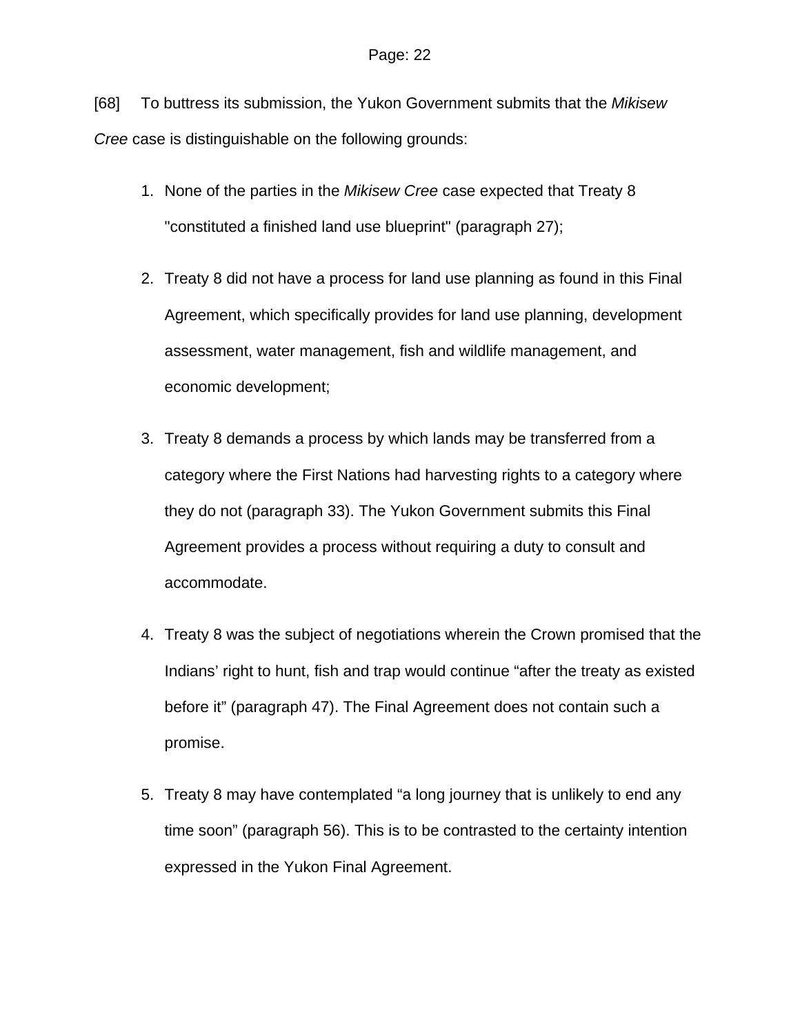[68] To buttress its submission, the Yukon Government submits that the *Mikisew Cree* case is distinguishable on the following grounds:

1. None of the parties in the *Mikisew Cree* case expected that Treaty 8 "constituted a finished land use blueprint" (paragraph 27);

2. Treaty 8 did not have a process for land use planning as found in this Final Agreement, which specifically provides for land use planning, development assessment, water management, fish and wildlife management, and economic development;

3. Treaty 8 demands a process by which lands may be transferred from a category where the First Nations had harvesting rights to a category where they do not (paragraph 33). The Yukon Government submits this Final Agreement provides a process without requiring a duty to consult and accommodate.

4. Treaty 8 was the subject of negotiations wherein the Crown promised that the Indians' right to hunt, fish and trap would continue "after the treaty as existed before it" (paragraph 47). The Final Agreement does not contain such a promise.

5. Treaty 8 may have contemplated "a long journey that is unlikely to end any time soon" (paragraph 56). This is to be contrasted to the certainty intention expressed in the Yukon Final Agreement.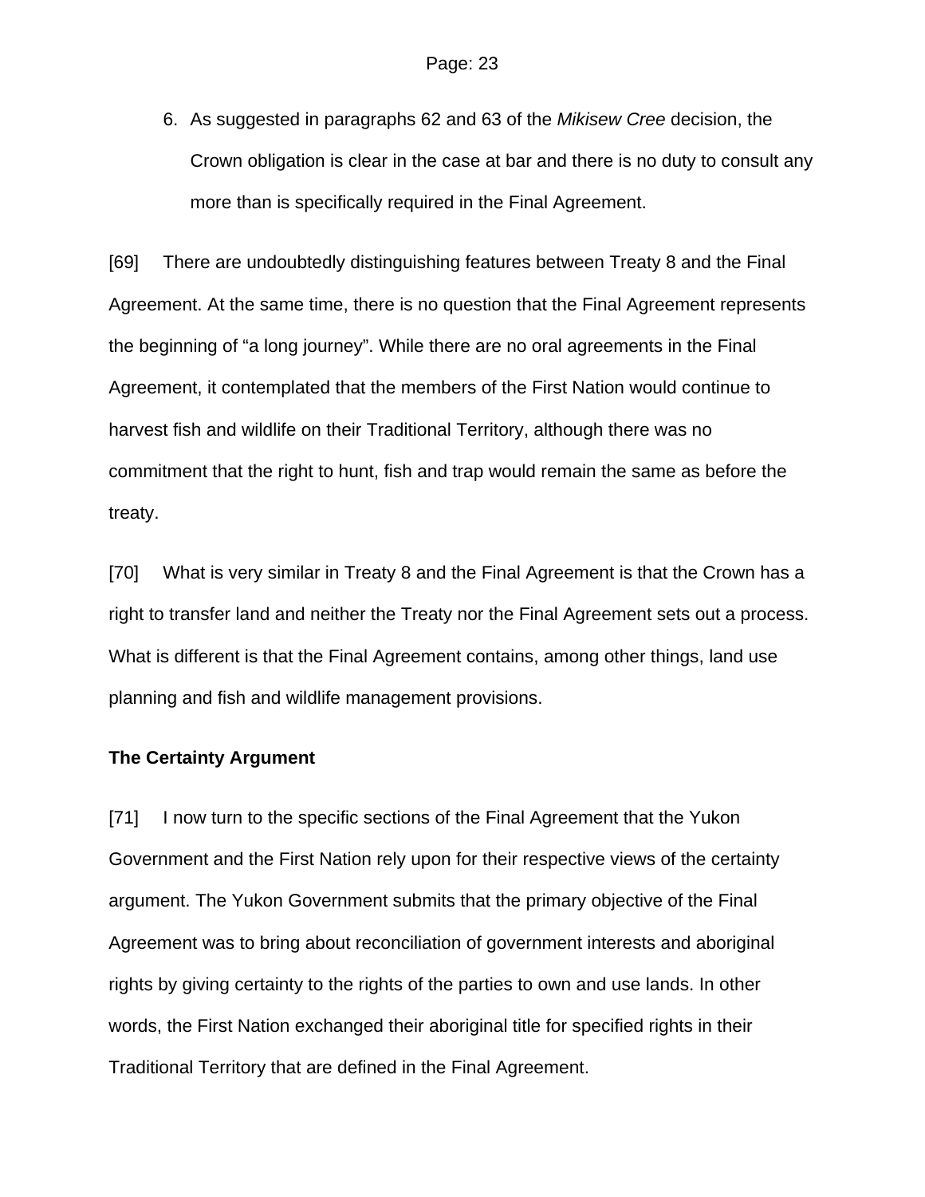6. As suggested in paragraphs 62 and 63 of the *Mikisew Cree* decision, the Crown obligation is clear in the case at bar and there is no duty to consult any more than is specifically required in the Final Agreement.

[69] There are undoubtedly distinguishing features between Treaty 8 and the Final Agreement. At the same time, there is no question that the Final Agreement represents the beginning of "a long journey". While there are no oral agreements in the Final Agreement, it contemplated that the members of the First Nation would continue to harvest fish and wildlife on their Traditional Territory, although there was no commitment that the right to hunt, fish and trap would remain the same as before the treaty.

[70] What is very similar in Treaty 8 and the Final Agreement is that the Crown has a right to transfer land and neither the Treaty nor the Final Agreement sets out a process. What is different is that the Final Agreement contains, among other things, land use planning and fish and wildlife management provisions.

**The Certainty Argument**

[71] I now turn to the specific sections of the Final Agreement that the Yukon Government and the First Nation rely upon for their respective views of the certainty argument. The Yukon Government submits that the primary objective of the Final Agreement was to bring about reconciliation of government interests and aboriginal rights by giving certainty to the rights of the parties to own and use lands. In other words, the First Nation exchanged their aboriginal title for specified rights in their Traditional Territory that are defined in the Final Agreement.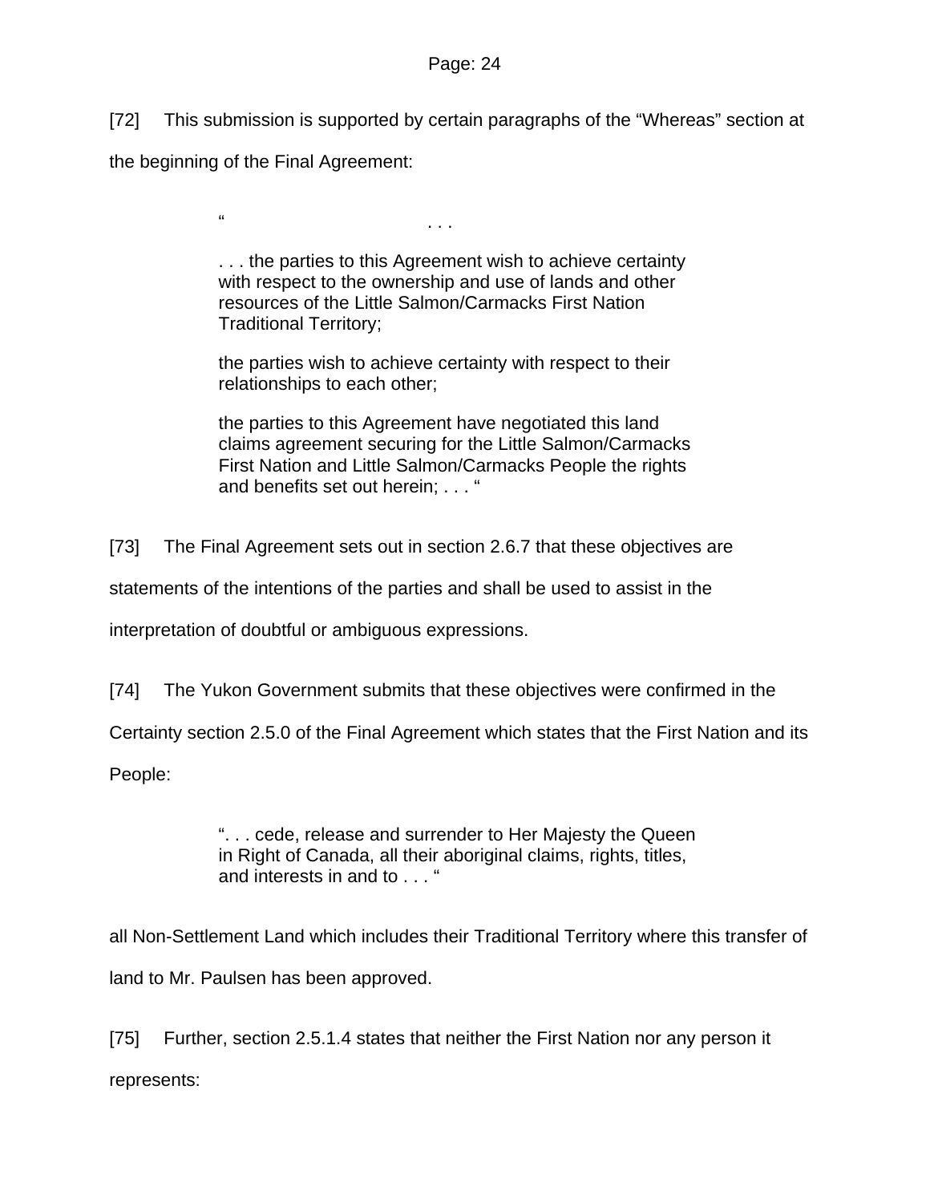[72] This submission is supported by certain paragraphs of the "Whereas" section at the beginning of the Final Agreement:

> " . . .
>
> . . . the parties to this Agreement wish to achieve certainty with respect to the ownership and use of lands and other resources of the Little Salmon/Carmacks First Nation Traditional Territory;
>
> the parties wish to achieve certainty with respect to their relationships to each other;
>
> the parties to this Agreement have negotiated this land claims agreement securing for the Little Salmon/Carmacks First Nation and Little Salmon/Carmacks People the rights and benefits set out herein; . . . "

[73] The Final Agreement sets out in section 2.6.7 that these objectives are statements of the intentions of the parties and shall be used to assist in the interpretation of doubtful or ambiguous expressions.

[74] The Yukon Government submits that these objectives were confirmed in the Certainty section 2.5.0 of the Final Agreement which states that the First Nation and its People:

> ". . . cede, release and surrender to Her Majesty the Queen in Right of Canada, all their aboriginal claims, rights, titles, and interests in and to . . . "

all Non-Settlement Land which includes their Traditional Territory where this transfer of land to Mr. Paulsen has been approved.

[75] Further, section 2.5.1.4 states that neither the First Nation nor any person it represents: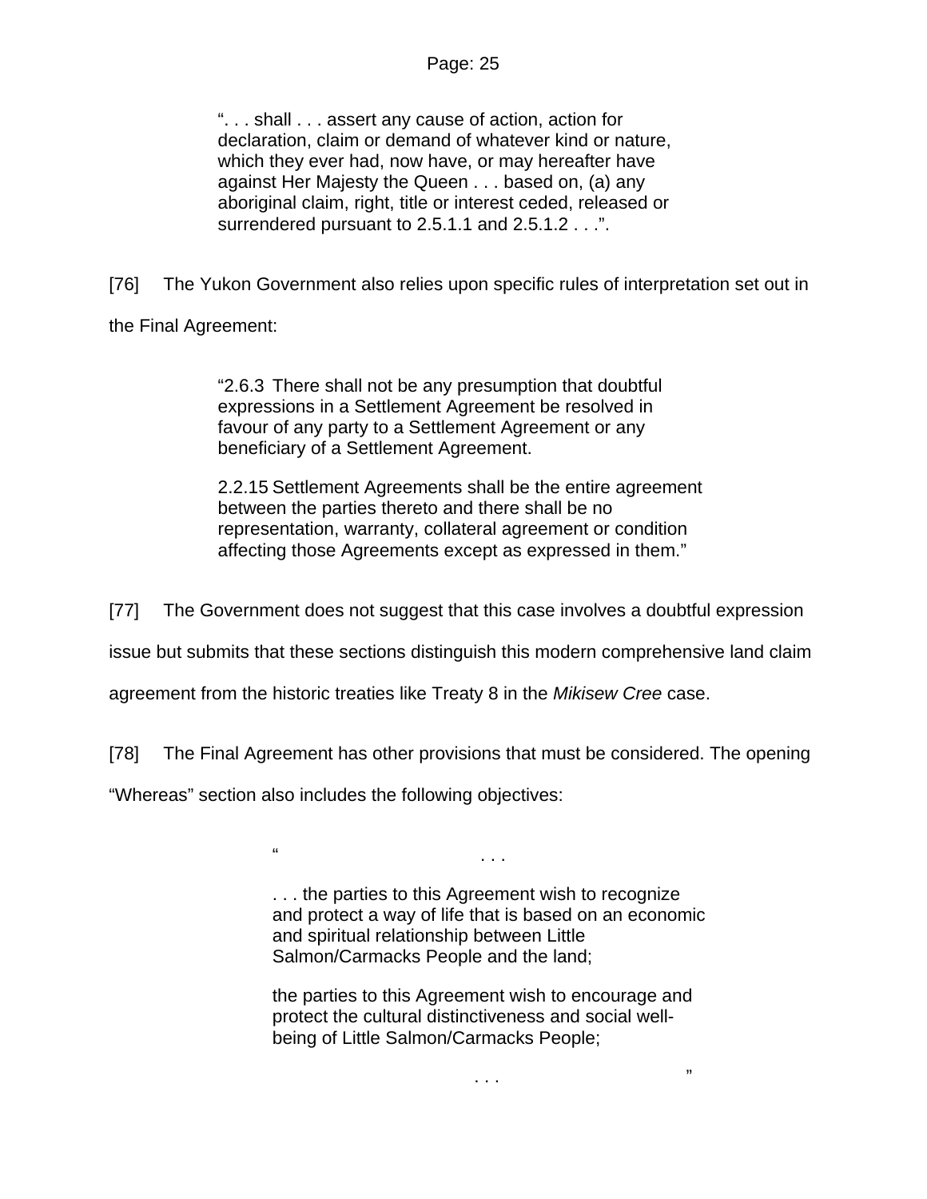> ". . . shall . . . assert any cause of action, action for declaration, claim or demand of whatever kind or nature, which they ever had, now have, or may hereafter have against Her Majesty the Queen . . . based on, (a) any aboriginal claim, right, title or interest ceded, released or surrendered pursuant to 2.5.1.1 and 2.5.1.2 . . .".

[76] The Yukon Government also relies upon specific rules of interpretation set out in the Final Agreement:

> "2.6.3 There shall not be any presumption that doubtful expressions in a Settlement Agreement be resolved in favour of any party to a Settlement Agreement or any beneficiary of a Settlement Agreement.
>
> 2.2.15 Settlement Agreements shall be the entire agreement between the parties thereto and there shall be no representation, warranty, collateral agreement or condition affecting those Agreements except as expressed in them."

[77] The Government does not suggest that this case involves a doubtful expression issue but submits that these sections distinguish this modern comprehensive land claim agreement from the historic treaties like Treaty 8 in the *Mikisew Cree* case.

[78] The Final Agreement has other provisions that must be considered. The opening "Whereas" section also includes the following objectives:

> " . . .
>
> . . . the parties to this Agreement wish to recognize and protect a way of life that is based on an economic and spiritual relationship between Little Salmon/Carmacks People and the land;
>
> the parties to this Agreement wish to encourage and protect the cultural distinctiveness and social well-being of Little Salmon/Carmacks People;
>
> . . . "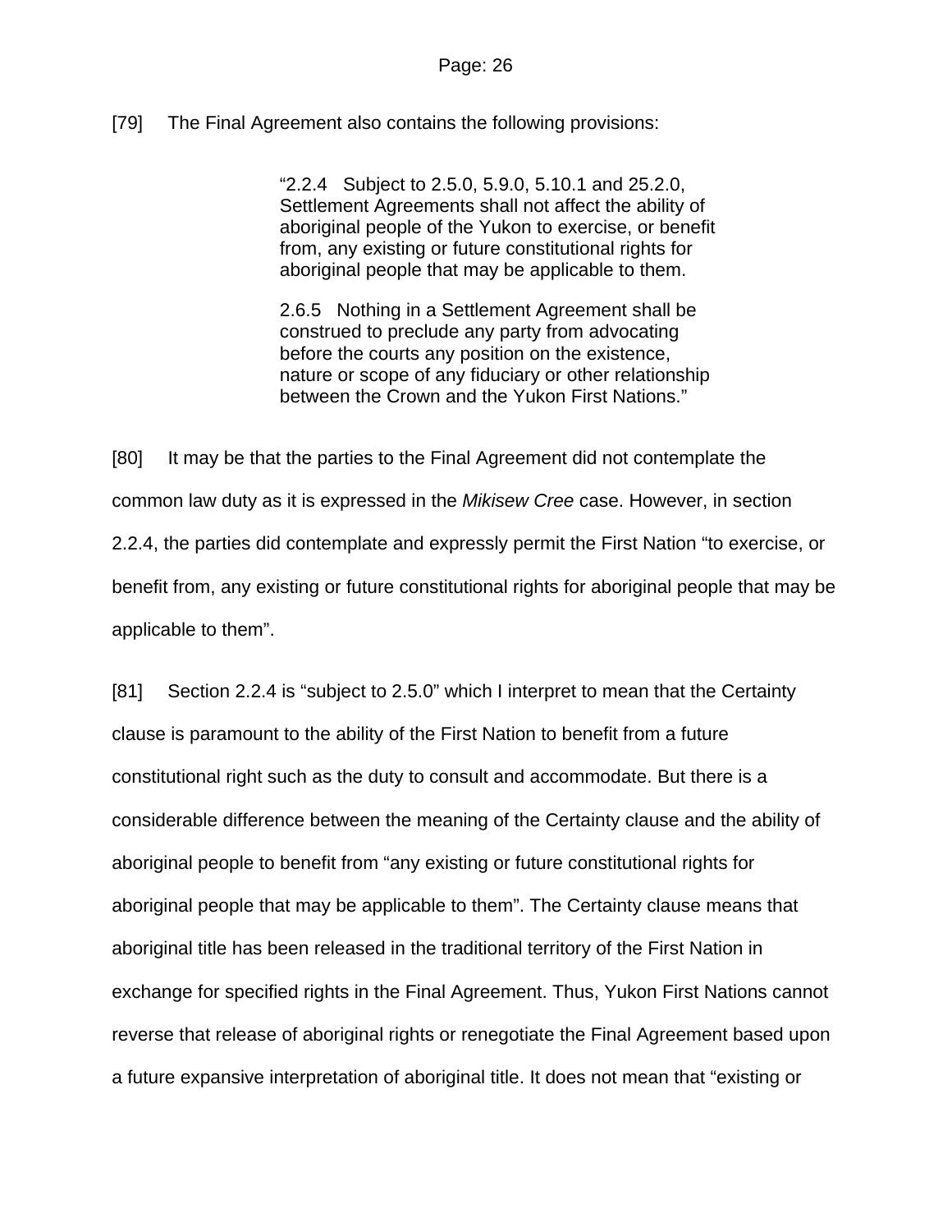[79] The Final Agreement also contains the following provisions:

> "2.2.4 Subject to 2.5.0, 5.9.0, 5.10.1 and 25.2.0, Settlement Agreements shall not affect the ability of aboriginal people of the Yukon to exercise, or benefit from, any existing or future constitutional rights for aboriginal people that may be applicable to them.
>
> 2.6.5 Nothing in a Settlement Agreement shall be construed to preclude any party from advocating before the courts any position on the existence, nature or scope of any fiduciary or other relationship between the Crown and the Yukon First Nations."

[80] It may be that the parties to the Final Agreement did not contemplate the common law duty as it is expressed in the *Mikisew Cree* case. However, in section 2.2.4, the parties did contemplate and expressly permit the First Nation "to exercise, or benefit from, any existing or future constitutional rights for aboriginal people that may be applicable to them".

[81] Section 2.2.4 is "subject to 2.5.0" which I interpret to mean that the Certainty clause is paramount to the ability of the First Nation to benefit from a future constitutional right such as the duty to consult and accommodate. But there is a considerable difference between the meaning of the Certainty clause and the ability of aboriginal people to benefit from "any existing or future constitutional rights for aboriginal people that may be applicable to them". The Certainty clause means that aboriginal title has been released in the traditional territory of the First Nation in exchange for specified rights in the Final Agreement. Thus, Yukon First Nations cannot reverse that release of aboriginal rights or renegotiate the Final Agreement based upon a future expansive interpretation of aboriginal title. It does not mean that "existing or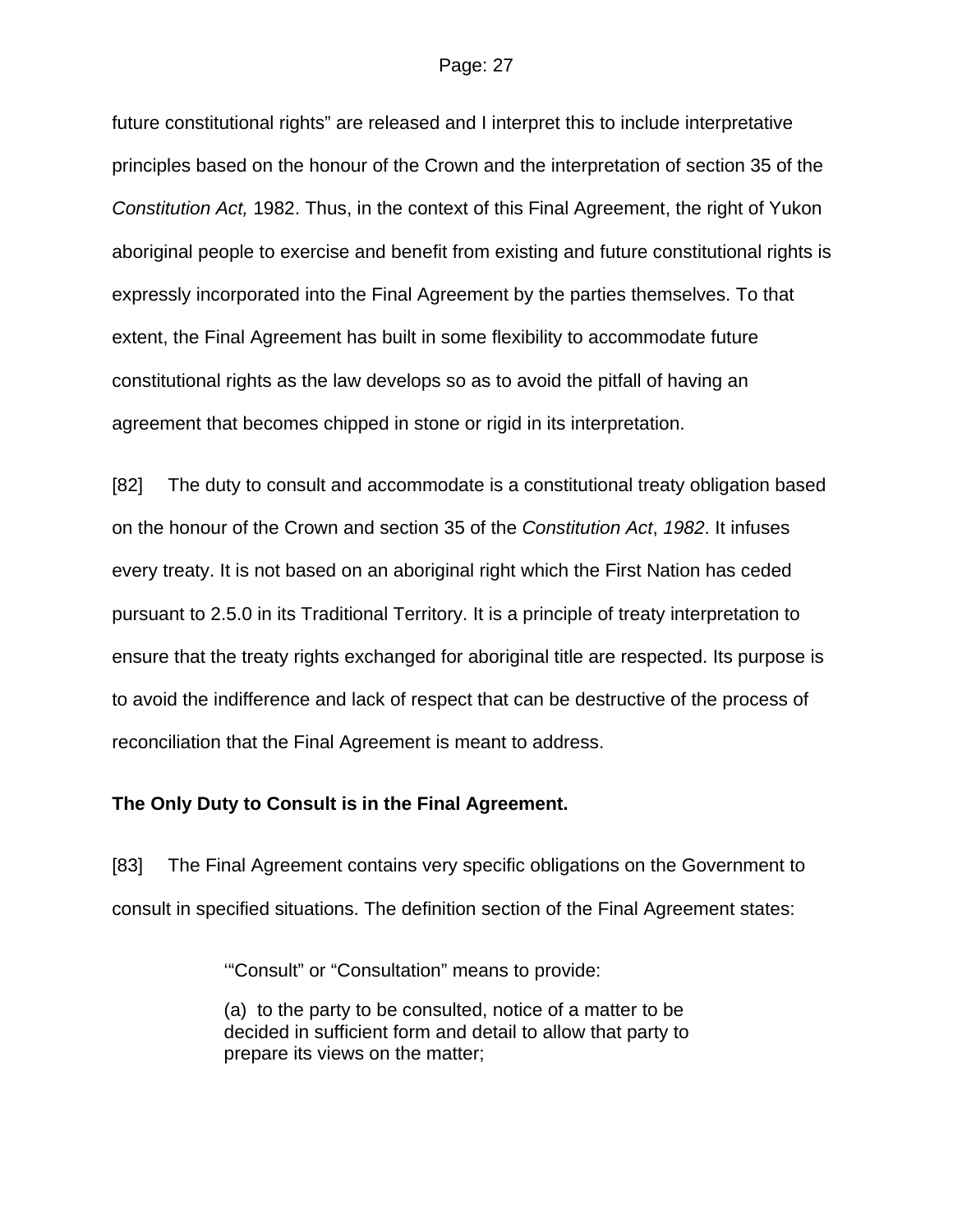future constitutional rights" are released and I interpret this to include interpretative principles based on the honour of the Crown and the interpretation of section 35 of the *Constitution Act,* 1982. Thus, in the context of this Final Agreement, the right of Yukon aboriginal people to exercise and benefit from existing and future constitutional rights is expressly incorporated into the Final Agreement by the parties themselves. To that extent, the Final Agreement has built in some flexibility to accommodate future constitutional rights as the law develops so as to avoid the pitfall of having an agreement that becomes chipped in stone or rigid in its interpretation.

[82] The duty to consult and accommodate is a constitutional treaty obligation based on the honour of the Crown and section 35 of the *Constitution Act*, *1982*. It infuses every treaty. It is not based on an aboriginal right which the First Nation has ceded pursuant to 2.5.0 in its Traditional Territory. It is a principle of treaty interpretation to ensure that the treaty rights exchanged for aboriginal title are respected. Its purpose is to avoid the indifference and lack of respect that can be destructive of the process of reconciliation that the Final Agreement is meant to address.

**The Only Duty to Consult is in the Final Agreement.**

[83] The Final Agreement contains very specific obligations on the Government to consult in specified situations. The definition section of the Final Agreement states:

> '"Consult" or "Consultation" means to provide:
>
> (a) to the party to be consulted, notice of a matter to be decided in sufficient form and detail to allow that party to prepare its views on the matter;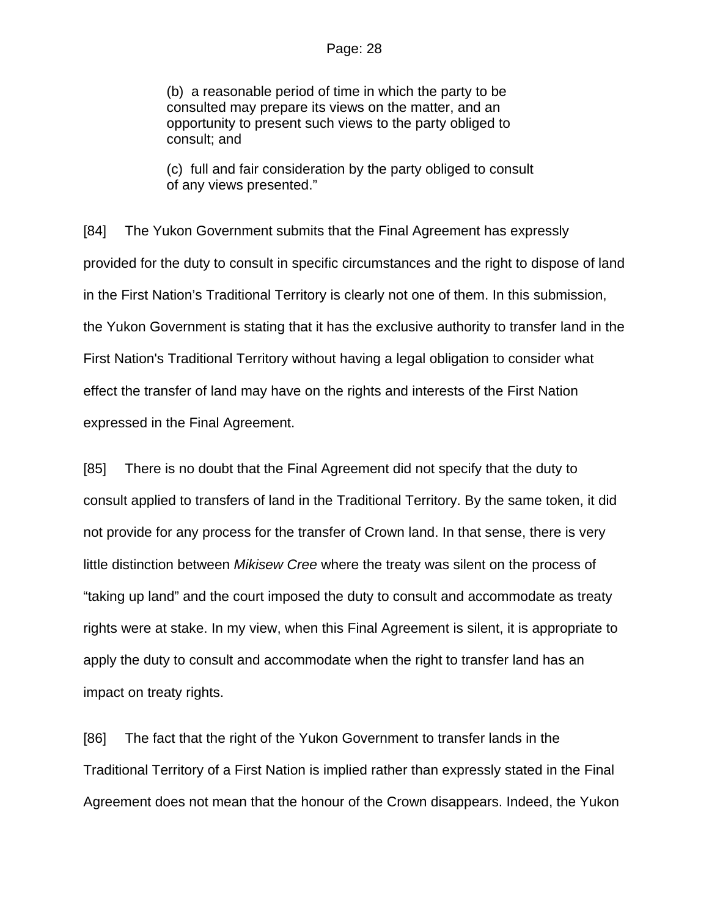> (b) a reasonable period of time in which the party to be consulted may prepare its views on the matter, and an opportunity to present such views to the party obliged to consult; and
>
> (c) full and fair consideration by the party obliged to consult of any views presented."

[84] The Yukon Government submits that the Final Agreement has expressly provided for the duty to consult in specific circumstances and the right to dispose of land in the First Nation's Traditional Territory is clearly not one of them. In this submission, the Yukon Government is stating that it has the exclusive authority to transfer land in the First Nation's Traditional Territory without having a legal obligation to consider what effect the transfer of land may have on the rights and interests of the First Nation expressed in the Final Agreement.

[85] There is no doubt that the Final Agreement did not specify that the duty to consult applied to transfers of land in the Traditional Territory. By the same token, it did not provide for any process for the transfer of Crown land. In that sense, there is very little distinction between *Mikisew Cree* where the treaty was silent on the process of "taking up land" and the court imposed the duty to consult and accommodate as treaty rights were at stake. In my view, when this Final Agreement is silent, it is appropriate to apply the duty to consult and accommodate when the right to transfer land has an impact on treaty rights.

[86] The fact that the right of the Yukon Government to transfer lands in the Traditional Territory of a First Nation is implied rather than expressly stated in the Final Agreement does not mean that the honour of the Crown disappears. Indeed, the Yukon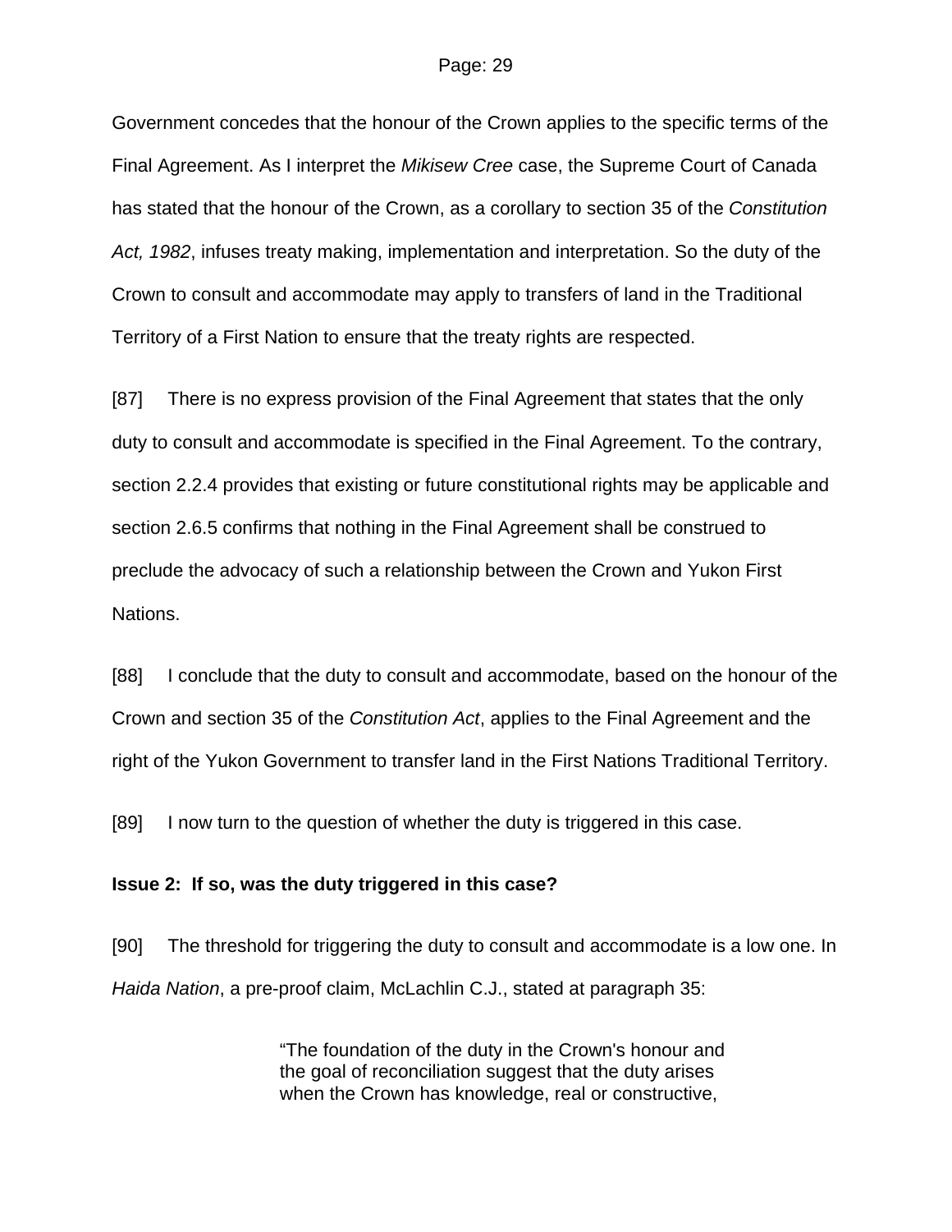Government concedes that the honour of the Crown applies to the specific terms of the Final Agreement. As I interpret the *Mikisew Cree* case, the Supreme Court of Canada has stated that the honour of the Crown, as a corollary to section 35 of the *Constitution Act, 1982*, infuses treaty making, implementation and interpretation. So the duty of the Crown to consult and accommodate may apply to transfers of land in the Traditional Territory of a First Nation to ensure that the treaty rights are respected.

[87] There is no express provision of the Final Agreement that states that the only duty to consult and accommodate is specified in the Final Agreement. To the contrary, section 2.2.4 provides that existing or future constitutional rights may be applicable and section 2.6.5 confirms that nothing in the Final Agreement shall be construed to preclude the advocacy of such a relationship between the Crown and Yukon First Nations.

[88] I conclude that the duty to consult and accommodate, based on the honour of the Crown and section 35 of the *Constitution Act*, applies to the Final Agreement and the right of the Yukon Government to transfer land in the First Nations Traditional Territory.

[89] I now turn to the question of whether the duty is triggered in this case.

**Issue 2: If so, was the duty triggered in this case?**

[90] The threshold for triggering the duty to consult and accommodate is a low one. In *Haida Nation*, a pre-proof claim, McLachlin C.J., stated at paragraph 35:

> "The foundation of the duty in the Crown's honour and the goal of reconciliation suggest that the duty arises when the Crown has knowledge, real or constructive,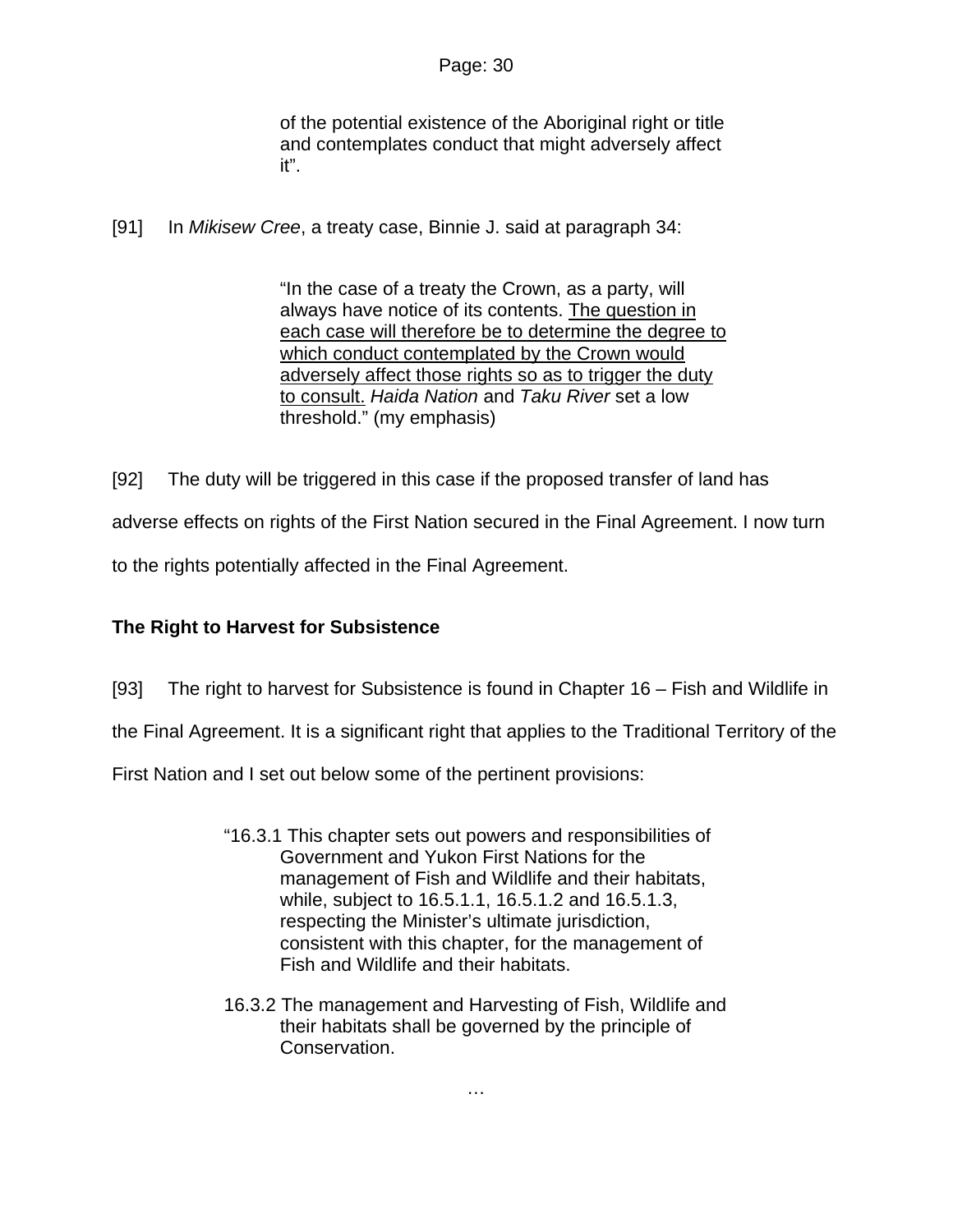> of the potential existence of the Aboriginal right or title and contemplates conduct that might adversely affect it".

[91] In *Mikisew Cree*, a treaty case, Binnie J. said at paragraph 34:

> "In the case of a treaty the Crown, as a party, will always have notice of its contents. <u>The question in each case will therefore be to determine the degree to which conduct contemplated by the Crown would adversely affect those rights so as to trigger the duty to consult.</u> *Haida Nation* and *Taku River* set a low threshold." (my emphasis)

[92] The duty will be triggered in this case if the proposed transfer of land has adverse effects on rights of the First Nation secured in the Final Agreement. I now turn to the rights potentially affected in the Final Agreement.

**The Right to Harvest for Subsistence**

[93] The right to harvest for Subsistence is found in Chapter 16 – Fish and Wildlife in the Final Agreement. It is a significant right that applies to the Traditional Territory of the First Nation and I set out below some of the pertinent provisions:

> "16.3.1 This chapter sets out powers and responsibilities of Government and Yukon First Nations for the management of Fish and Wildlife and their habitats, while, subject to 16.5.1.1, 16.5.1.2 and 16.5.1.3, respecting the Minister's ultimate jurisdiction, consistent with this chapter, for the management of Fish and Wildlife and their habitats.
>
> 16.3.2 The management and Harvesting of Fish, Wildlife and their habitats shall be governed by the principle of Conservation.
>
> …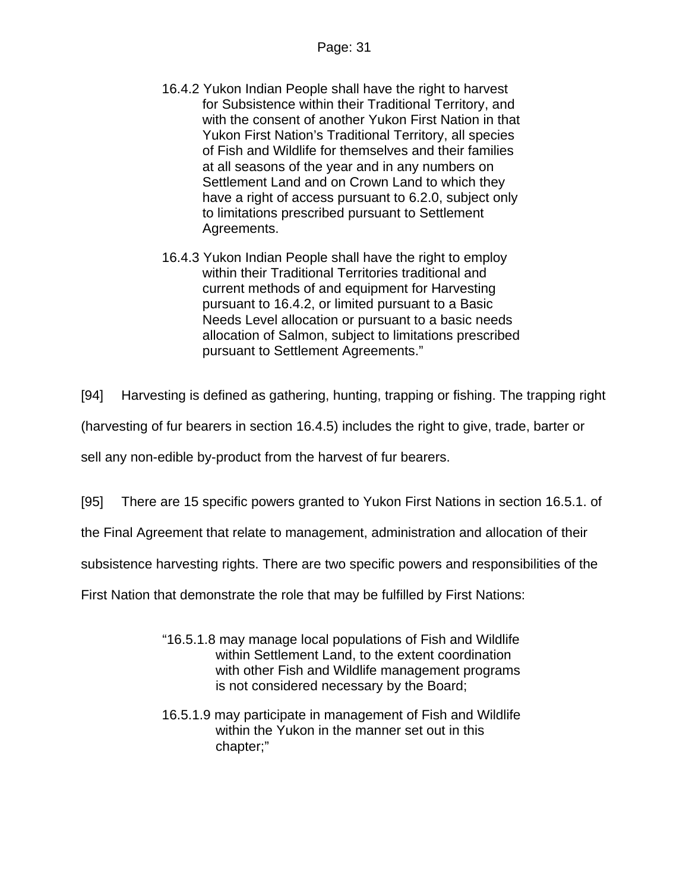> 16.4.2 Yukon Indian People shall have the right to harvest for Subsistence within their Traditional Territory, and with the consent of another Yukon First Nation in that Yukon First Nation's Traditional Territory, all species of Fish and Wildlife for themselves and their families at all seasons of the year and in any numbers on Settlement Land and on Crown Land to which they have a right of access pursuant to 6.2.0, subject only to limitations prescribed pursuant to Settlement Agreements.
>
> 16.4.3 Yukon Indian People shall have the right to employ within their Traditional Territories traditional and current methods of and equipment for Harvesting pursuant to 16.4.2, or limited pursuant to a Basic Needs Level allocation or pursuant to a basic needs allocation of Salmon, subject to limitations prescribed pursuant to Settlement Agreements."

[94] Harvesting is defined as gathering, hunting, trapping or fishing. The trapping right (harvesting of fur bearers in section 16.4.5) includes the right to give, trade, barter or sell any non-edible by-product from the harvest of fur bearers.

[95] There are 15 specific powers granted to Yukon First Nations in section 16.5.1. of the Final Agreement that relate to management, administration and allocation of their subsistence harvesting rights. There are two specific powers and responsibilities of the First Nation that demonstrate the role that may be fulfilled by First Nations:

> "16.5.1.8 may manage local populations of Fish and Wildlife within Settlement Land, to the extent coordination with other Fish and Wildlife management programs is not considered necessary by the Board;
>
> 16.5.1.9 may participate in management of Fish and Wildlife within the Yukon in the manner set out in this chapter;"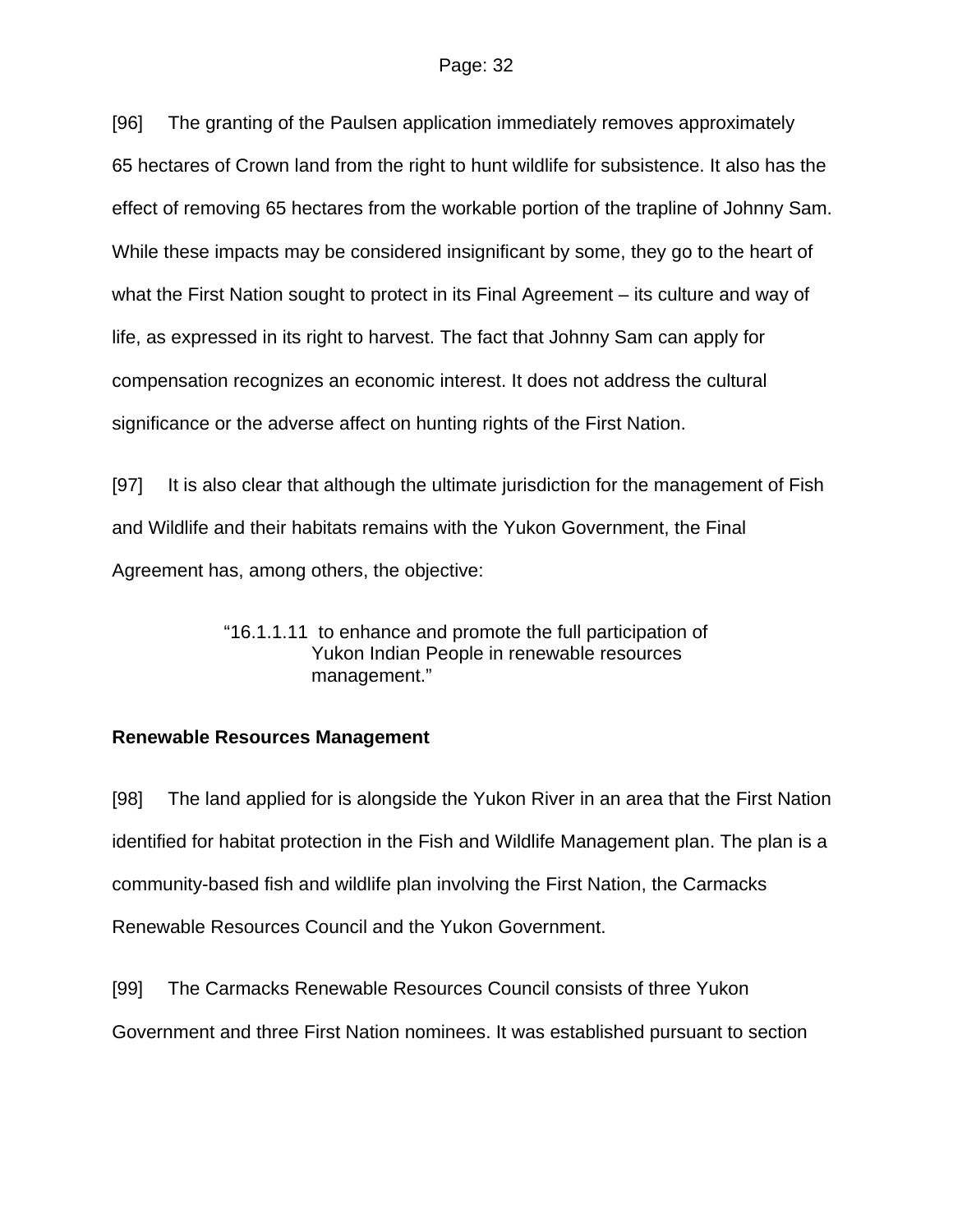[96] The granting of the Paulsen application immediately removes approximately 65 hectares of Crown land from the right to hunt wildlife for subsistence. It also has the effect of removing 65 hectares from the workable portion of the trapline of Johnny Sam. While these impacts may be considered insignificant by some, they go to the heart of what the First Nation sought to protect in its Final Agreement – its culture and way of life, as expressed in its right to harvest. The fact that Johnny Sam can apply for compensation recognizes an economic interest. It does not address the cultural significance or the adverse affect on hunting rights of the First Nation.

[97] It is also clear that although the ultimate jurisdiction for the management of Fish and Wildlife and their habitats remains with the Yukon Government, the Final Agreement has, among others, the objective:

> "16.1.1.11 to enhance and promote the full participation of Yukon Indian People in renewable resources management."

**Renewable Resources Management**

[98] The land applied for is alongside the Yukon River in an area that the First Nation identified for habitat protection in the Fish and Wildlife Management plan. The plan is a community-based fish and wildlife plan involving the First Nation, the Carmacks Renewable Resources Council and the Yukon Government.

[99] The Carmacks Renewable Resources Council consists of three Yukon Government and three First Nation nominees. It was established pursuant to section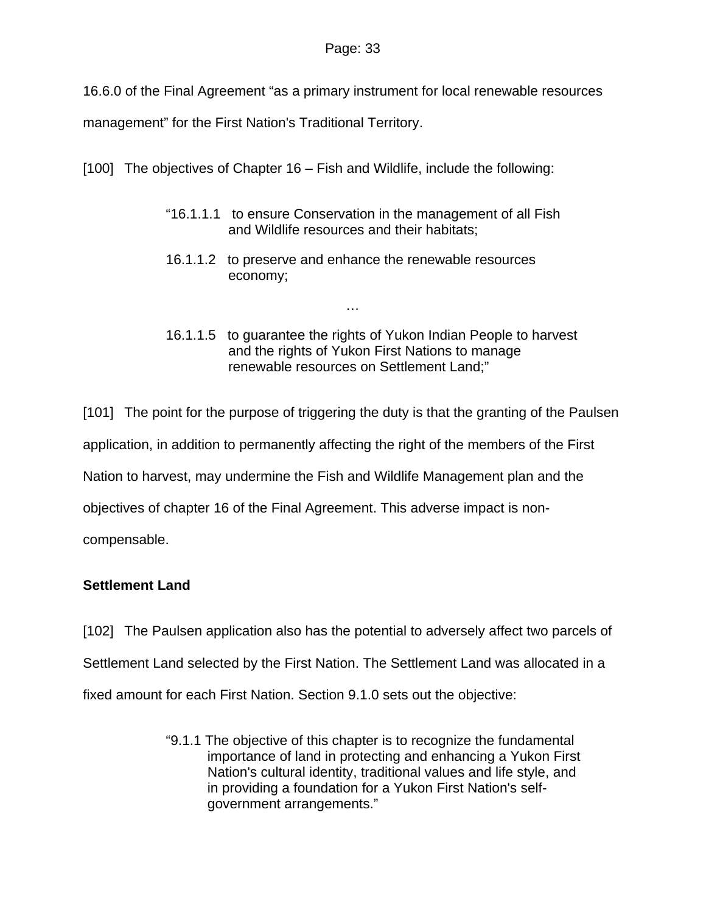16.6.0 of the Final Agreement “as a primary instrument for local renewable resources management” for the First Nation's Traditional Territory.

[100] The objectives of Chapter 16 – Fish and Wildlife, include the following:

> “16.1.1.1 to ensure Conservation in the management of all Fish and Wildlife resources and their habitats;
>
> 16.1.1.2 to preserve and enhance the renewable resources economy;
>
> …
>
> 16.1.1.5 to guarantee the rights of Yukon Indian People to harvest and the rights of Yukon First Nations to manage renewable resources on Settlement Land;”

[101] The point for the purpose of triggering the duty is that the granting of the Paulsen application, in addition to permanently affecting the right of the members of the First Nation to harvest, may undermine the Fish and Wildlife Management plan and the objectives of chapter 16 of the Final Agreement. This adverse impact is non-compensable.

**Settlement Land**

[102] The Paulsen application also has the potential to adversely affect two parcels of Settlement Land selected by the First Nation. The Settlement Land was allocated in a fixed amount for each First Nation. Section 9.1.0 sets out the objective:

> “9.1.1 The objective of this chapter is to recognize the fundamental importance of land in protecting and enhancing a Yukon First Nation's cultural identity, traditional values and life style, and in providing a foundation for a Yukon First Nation's self-government arrangements.”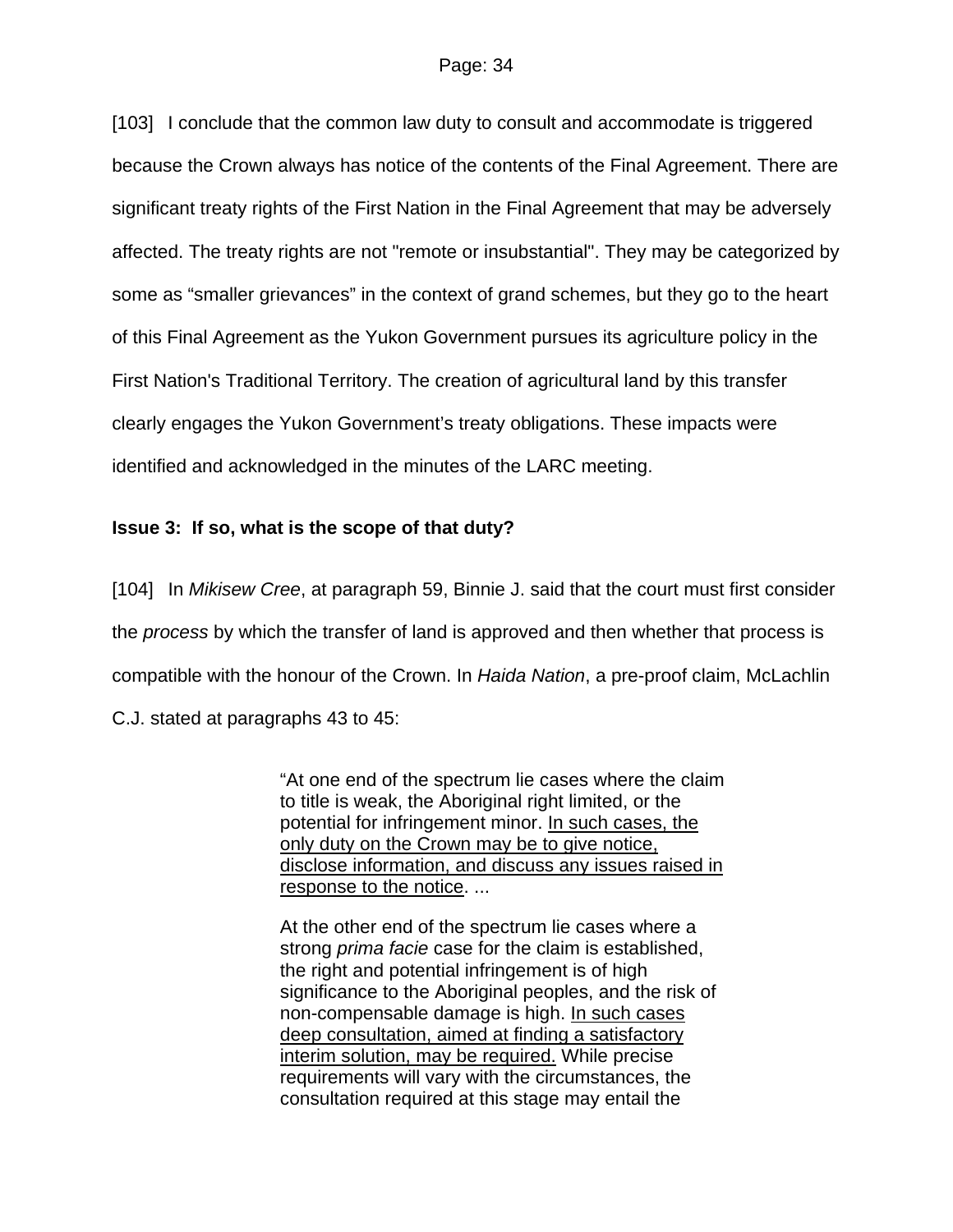[103] I conclude that the common law duty to consult and accommodate is triggered because the Crown always has notice of the contents of the Final Agreement. There are significant treaty rights of the First Nation in the Final Agreement that may be adversely affected. The treaty rights are not "remote or insubstantial". They may be categorized by some as “smaller grievances” in the context of grand schemes, but they go to the heart of this Final Agreement as the Yukon Government pursues its agriculture policy in the First Nation's Traditional Territory. The creation of agricultural land by this transfer clearly engages the Yukon Government’s treaty obligations. These impacts were identified and acknowledged in the minutes of the LARC meeting.

**Issue 3: If so, what is the scope of that duty?**

[104] In *Mikisew Cree*, at paragraph 59, Binnie J. said that the court must first consider the *process* by which the transfer of land is approved and then whether that process is compatible with the honour of the Crown. In *Haida Nation*, a pre-proof claim, McLachlin C.J. stated at paragraphs 43 to 45:

> “At one end of the spectrum lie cases where the claim to title is weak, the Aboriginal right limited, or the potential for infringement minor. <u>In such cases, the only duty on the Crown may be to give notice, disclose information, and discuss any issues raised in response to the notice</u>. ...
>
> At the other end of the spectrum lie cases where a strong *prima facie* case for the claim is established, the right and potential infringement is of high significance to the Aboriginal peoples, and the risk of non-compensable damage is high. <u>In such cases deep consultation, aimed at finding a satisfactory interim solution, may be required.</u> While precise requirements will vary with the circumstances, the consultation required at this stage may entail the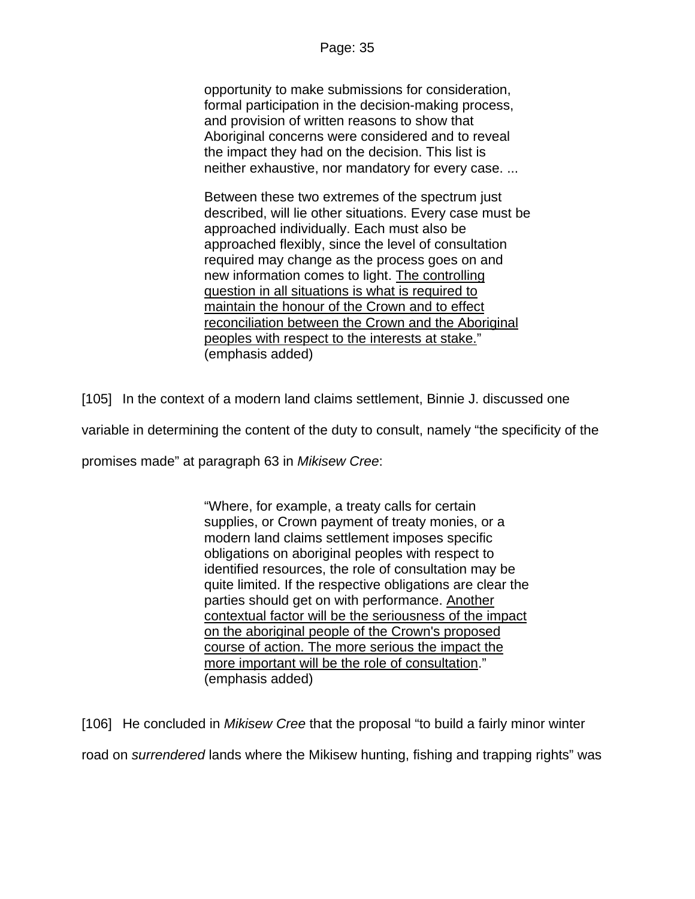> opportunity to make submissions for consideration, formal participation in the decision-making process, and provision of written reasons to show that Aboriginal concerns were considered and to reveal the impact they had on the decision. This list is neither exhaustive, nor mandatory for every case. ...
>
> Between these two extremes of the spectrum just described, will lie other situations. Every case must be approached individually. Each must also be approached flexibly, since the level of consultation required may change as the process goes on and new information comes to light. <u>The controlling question in all situations is what is required to maintain the honour of the Crown and to effect reconciliation between the Crown and the Aboriginal peoples with respect to the interests at stake.</u>" (emphasis added)

[105] In the context of a modern land claims settlement, Binnie J. discussed one variable in determining the content of the duty to consult, namely "the specificity of the promises made" at paragraph 63 in *Mikisew Cree*:

> "Where, for example, a treaty calls for certain supplies, or Crown payment of treaty monies, or a modern land claims settlement imposes specific obligations on aboriginal peoples with respect to identified resources, the role of consultation may be quite limited. If the respective obligations are clear the parties should get on with performance. <u>Another contextual factor will be the seriousness of the impact on the aboriginal people of the Crown's proposed course of action. The more serious the impact the more important will be the role of consultation</u>." (emphasis added)

[106] He concluded in *Mikisew Cree* that the proposal "to build a fairly minor winter road on *surrendered* lands where the Mikisew hunting, fishing and trapping rights" was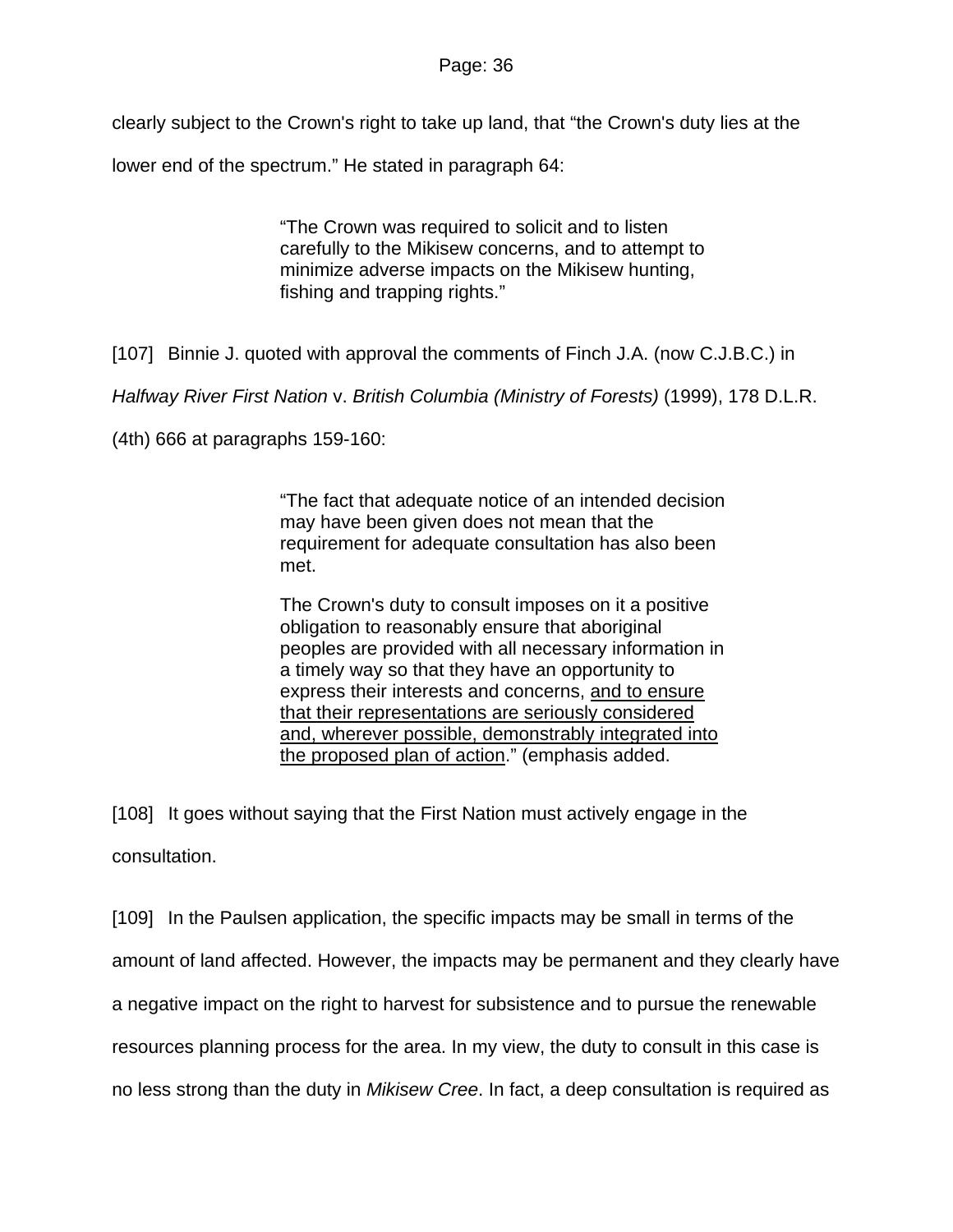clearly subject to the Crown's right to take up land, that "the Crown's duty lies at the lower end of the spectrum." He stated in paragraph 64:

> "The Crown was required to solicit and to listen carefully to the Mikisew concerns, and to attempt to minimize adverse impacts on the Mikisew hunting, fishing and trapping rights."

[107] Binnie J. quoted with approval the comments of Finch J.A. (now C.J.B.C.) in *Halfway River First Nation* v. *British Columbia (Ministry of Forests)* (1999), 178 D.L.R. (4th) 666 at paragraphs 159-160:

> "The fact that adequate notice of an intended decision may have been given does not mean that the requirement for adequate consultation has also been met.
>
> The Crown's duty to consult imposes on it a positive obligation to reasonably ensure that aboriginal peoples are provided with all necessary information in a timely way so that they have an opportunity to express their interests and concerns, <u>and to ensure that their representations are seriously considered and, wherever possible, demonstrably integrated into the proposed plan of action</u>." (emphasis added.

[108] It goes without saying that the First Nation must actively engage in the consultation.

[109] In the Paulsen application, the specific impacts may be small in terms of the amount of land affected. However, the impacts may be permanent and they clearly have a negative impact on the right to harvest for subsistence and to pursue the renewable resources planning process for the area. In my view, the duty to consult in this case is no less strong than the duty in *Mikisew Cree*. In fact, a deep consultation is required as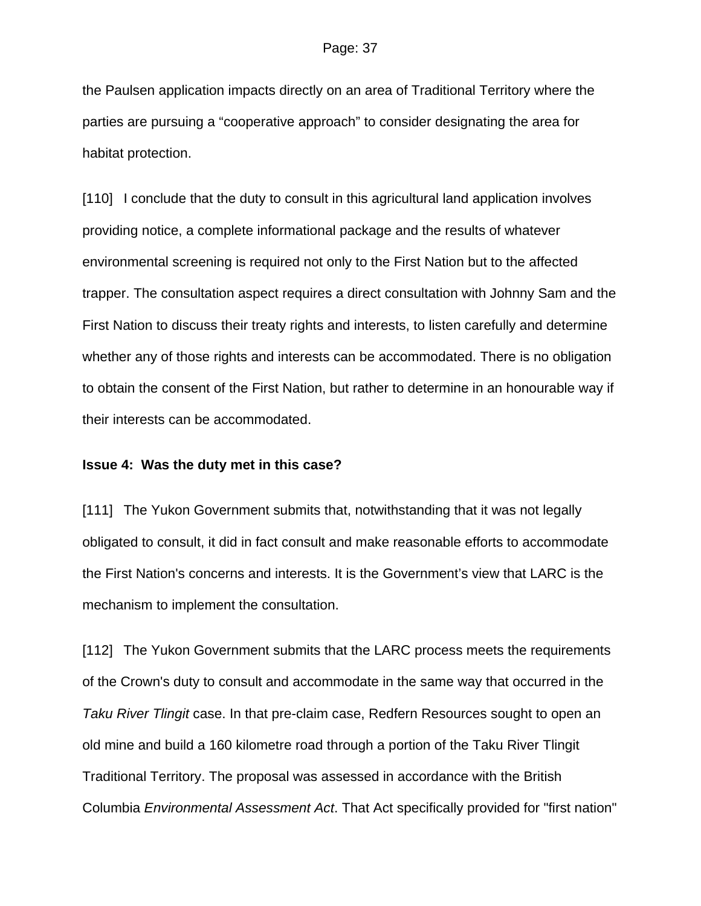the Paulsen application impacts directly on an area of Traditional Territory where the parties are pursuing a "cooperative approach" to consider designating the area for habitat protection.

[110] I conclude that the duty to consult in this agricultural land application involves providing notice, a complete informational package and the results of whatever environmental screening is required not only to the First Nation but to the affected trapper. The consultation aspect requires a direct consultation with Johnny Sam and the First Nation to discuss their treaty rights and interests, to listen carefully and determine whether any of those rights and interests can be accommodated. There is no obligation to obtain the consent of the First Nation, but rather to determine in an honourable way if their interests can be accommodated.

**Issue 4: Was the duty met in this case?**

[111] The Yukon Government submits that, notwithstanding that it was not legally obligated to consult, it did in fact consult and make reasonable efforts to accommodate the First Nation's concerns and interests. It is the Government's view that LARC is the mechanism to implement the consultation.

[112] The Yukon Government submits that the LARC process meets the requirements of the Crown's duty to consult and accommodate in the same way that occurred in the *Taku River Tlingit* case. In that pre-claim case, Redfern Resources sought to open an old mine and build a 160 kilometre road through a portion of the Taku River Tlingit Traditional Territory. The proposal was assessed in accordance with the British Columbia *Environmental Assessment Act*. That Act specifically provided for "first nation"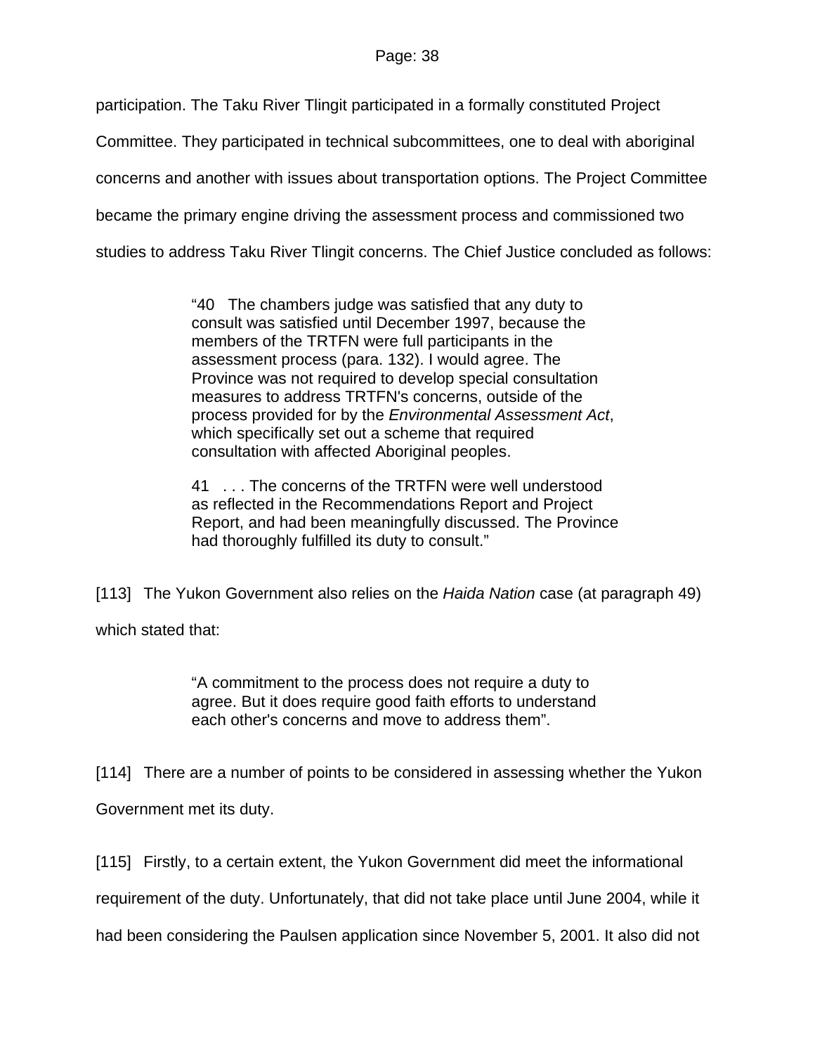participation. The Taku River Tlingit participated in a formally constituted Project Committee. They participated in technical subcommittees, one to deal with aboriginal concerns and another with issues about transportation options. The Project Committee became the primary engine driving the assessment process and commissioned two studies to address Taku River Tlingit concerns. The Chief Justice concluded as follows:

> "40 The chambers judge was satisfied that any duty to consult was satisfied until December 1997, because the members of the TRTFN were full participants in the assessment process (para. 132). I would agree. The Province was not required to develop special consultation measures to address TRTFN's concerns, outside of the process provided for by the *Environmental Assessment Act*, which specifically set out a scheme that required consultation with affected Aboriginal peoples.
>
> 41 . . . The concerns of the TRTFN were well understood as reflected in the Recommendations Report and Project Report, and had been meaningfully discussed. The Province had thoroughly fulfilled its duty to consult."

[113] The Yukon Government also relies on the *Haida Nation* case (at paragraph 49) which stated that:

> "A commitment to the process does not require a duty to agree. But it does require good faith efforts to understand each other's concerns and move to address them".

[114] There are a number of points to be considered in assessing whether the Yukon Government met its duty.

[115] Firstly, to a certain extent, the Yukon Government did meet the informational requirement of the duty. Unfortunately, that did not take place until June 2004, while it had been considering the Paulsen application since November 5, 2001. It also did not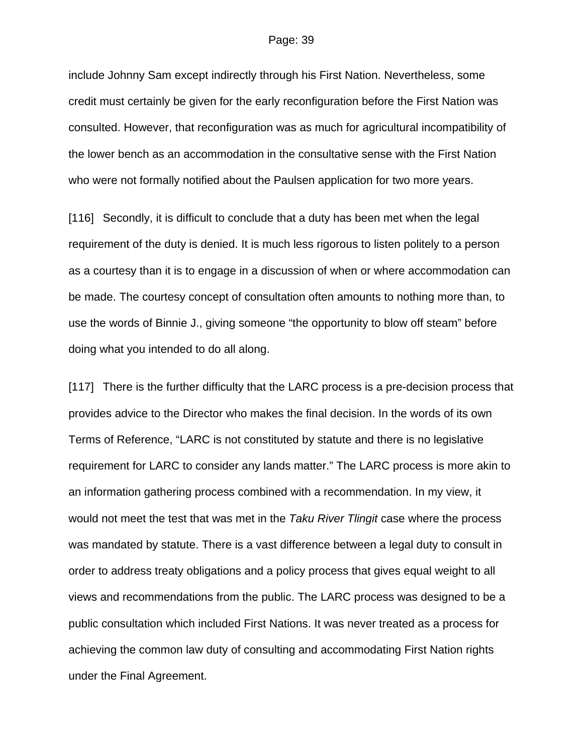include Johnny Sam except indirectly through his First Nation. Nevertheless, some credit must certainly be given for the early reconfiguration before the First Nation was consulted. However, that reconfiguration was as much for agricultural incompatibility of the lower bench as an accommodation in the consultative sense with the First Nation who were not formally notified about the Paulsen application for two more years.

[116] Secondly, it is difficult to conclude that a duty has been met when the legal requirement of the duty is denied. It is much less rigorous to listen politely to a person as a courtesy than it is to engage in a discussion of when or where accommodation can be made. The courtesy concept of consultation often amounts to nothing more than, to use the words of Binnie J., giving someone "the opportunity to blow off steam" before doing what you intended to do all along.

[117] There is the further difficulty that the LARC process is a pre-decision process that provides advice to the Director who makes the final decision. In the words of its own Terms of Reference, "LARC is not constituted by statute and there is no legislative requirement for LARC to consider any lands matter." The LARC process is more akin to an information gathering process combined with a recommendation. In my view, it would not meet the test that was met in the *Taku River Tlingit* case where the process was mandated by statute. There is a vast difference between a legal duty to consult in order to address treaty obligations and a policy process that gives equal weight to all views and recommendations from the public. The LARC process was designed to be a public consultation which included First Nations. It was never treated as a process for achieving the common law duty of consulting and accommodating First Nation rights under the Final Agreement.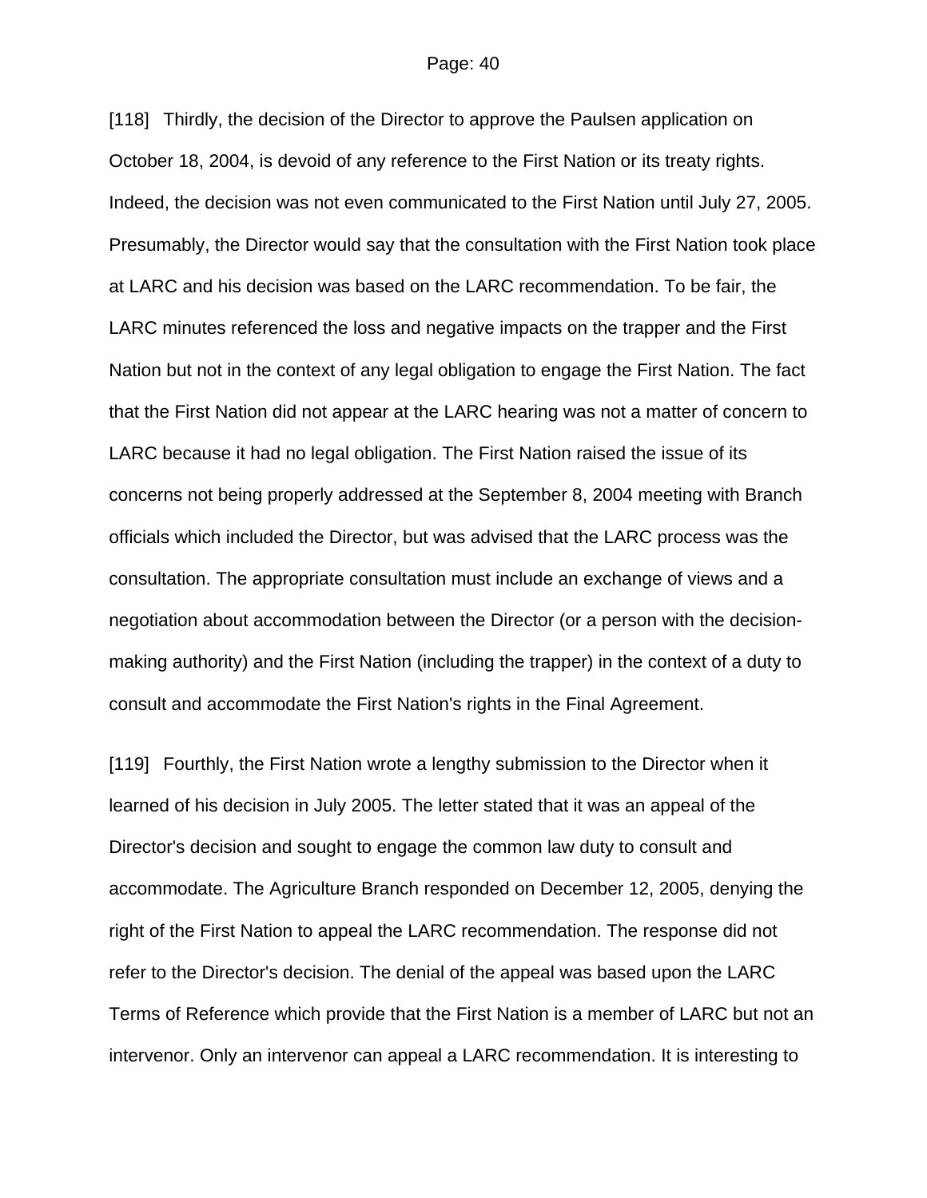[118] Thirdly, the decision of the Director to approve the Paulsen application on October 18, 2004, is devoid of any reference to the First Nation or its treaty rights. Indeed, the decision was not even communicated to the First Nation until July 27, 2005. Presumably, the Director would say that the consultation with the First Nation took place at LARC and his decision was based on the LARC recommendation. To be fair, the LARC minutes referenced the loss and negative impacts on the trapper and the First Nation but not in the context of any legal obligation to engage the First Nation. The fact that the First Nation did not appear at the LARC hearing was not a matter of concern to LARC because it had no legal obligation. The First Nation raised the issue of its concerns not being properly addressed at the September 8, 2004 meeting with Branch officials which included the Director, but was advised that the LARC process was the consultation. The appropriate consultation must include an exchange of views and a negotiation about accommodation between the Director (or a person with the decision-making authority) and the First Nation (including the trapper) in the context of a duty to consult and accommodate the First Nation's rights in the Final Agreement.

[119] Fourthly, the First Nation wrote a lengthy submission to the Director when it learned of his decision in July 2005. The letter stated that it was an appeal of the Director's decision and sought to engage the common law duty to consult and accommodate. The Agriculture Branch responded on December 12, 2005, denying the right of the First Nation to appeal the LARC recommendation. The response did not refer to the Director's decision. The denial of the appeal was based upon the LARC Terms of Reference which provide that the First Nation is a member of LARC but not an intervenor. Only an intervenor can appeal a LARC recommendation. It is interesting to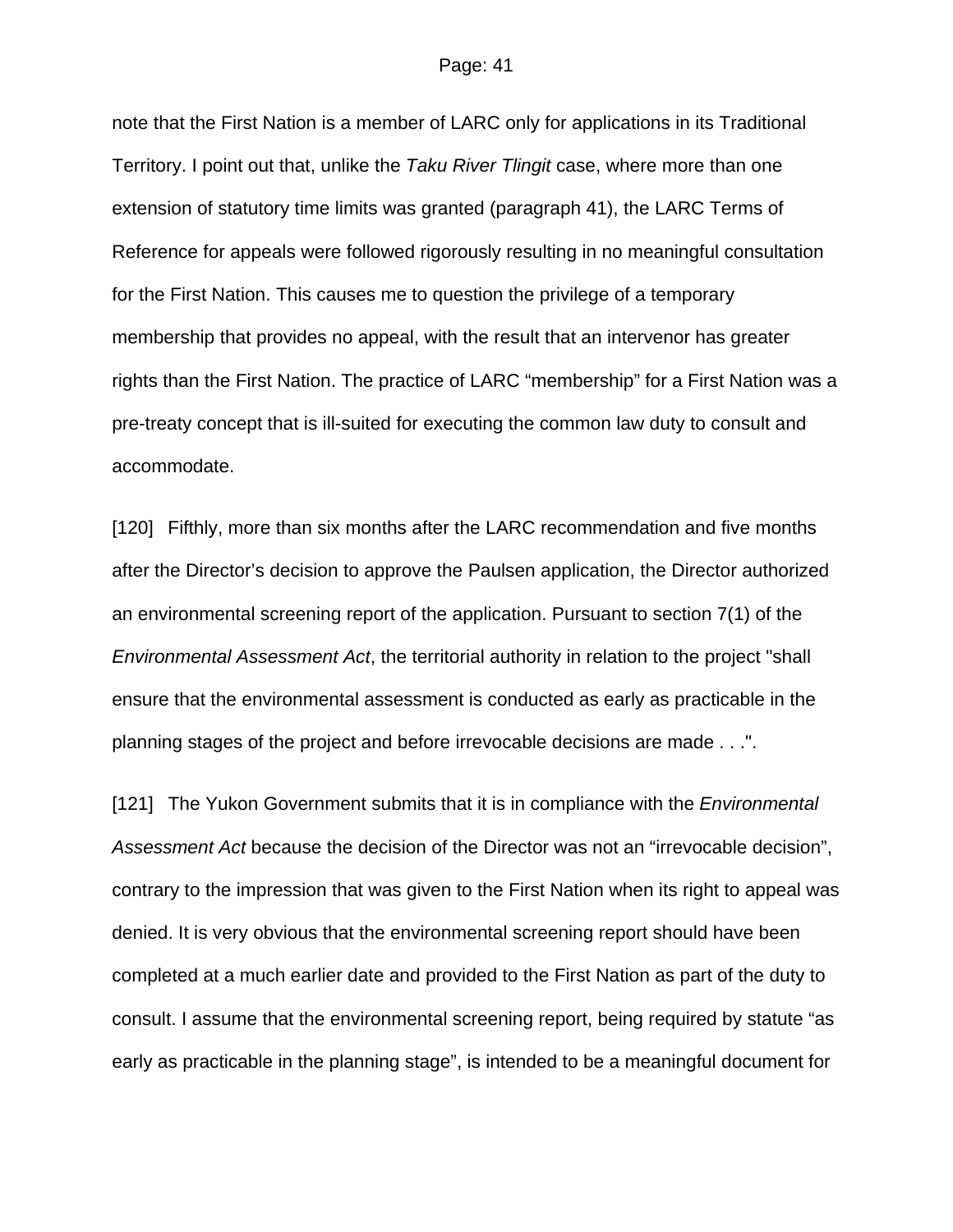note that the First Nation is a member of LARC only for applications in its Traditional Territory. I point out that, unlike the *Taku River Tlingit* case, where more than one extension of statutory time limits was granted (paragraph 41), the LARC Terms of Reference for appeals were followed rigorously resulting in no meaningful consultation for the First Nation. This causes me to question the privilege of a temporary membership that provides no appeal, with the result that an intervenor has greater rights than the First Nation. The practice of LARC "membership" for a First Nation was a pre-treaty concept that is ill-suited for executing the common law duty to consult and accommodate.

[120] Fifthly, more than six months after the LARC recommendation and five months after the Director's decision to approve the Paulsen application, the Director authorized an environmental screening report of the application. Pursuant to section 7(1) of the *Environmental Assessment Act*, the territorial authority in relation to the project "shall ensure that the environmental assessment is conducted as early as practicable in the planning stages of the project and before irrevocable decisions are made . . .".

[121] The Yukon Government submits that it is in compliance with the *Environmental Assessment Act* because the decision of the Director was not an "irrevocable decision", contrary to the impression that was given to the First Nation when its right to appeal was denied. It is very obvious that the environmental screening report should have been completed at a much earlier date and provided to the First Nation as part of the duty to consult. I assume that the environmental screening report, being required by statute "as early as practicable in the planning stage", is intended to be a meaningful document for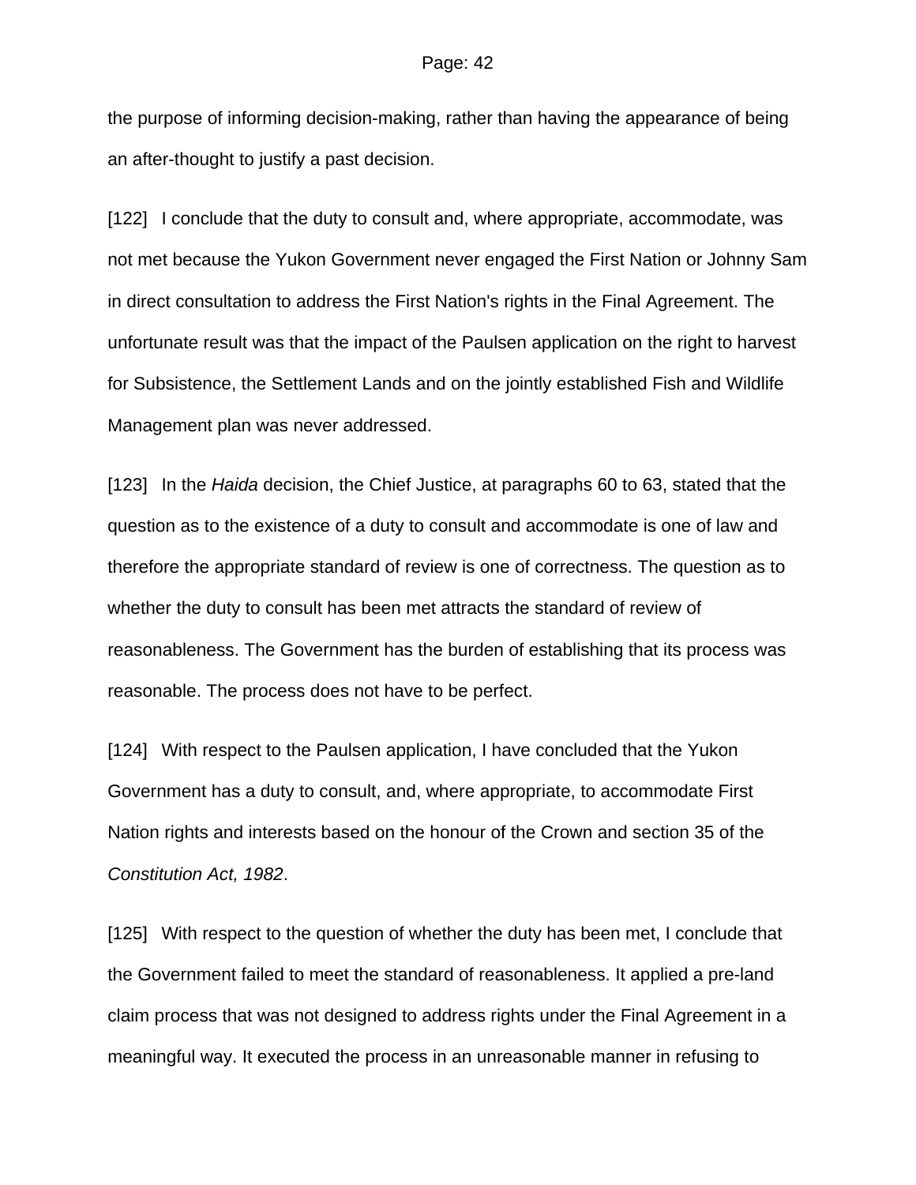the purpose of informing decision-making, rather than having the appearance of being an after-thought to justify a past decision.

[122] I conclude that the duty to consult and, where appropriate, accommodate, was not met because the Yukon Government never engaged the First Nation or Johnny Sam in direct consultation to address the First Nation's rights in the Final Agreement. The unfortunate result was that the impact of the Paulsen application on the right to harvest for Subsistence, the Settlement Lands and on the jointly established Fish and Wildlife Management plan was never addressed.

[123] In the *Haida* decision, the Chief Justice, at paragraphs 60 to 63, stated that the question as to the existence of a duty to consult and accommodate is one of law and therefore the appropriate standard of review is one of correctness. The question as to whether the duty to consult has been met attracts the standard of review of reasonableness. The Government has the burden of establishing that its process was reasonable. The process does not have to be perfect.

[124] With respect to the Paulsen application, I have concluded that the Yukon Government has a duty to consult, and, where appropriate, to accommodate First Nation rights and interests based on the honour of the Crown and section 35 of the *Constitution Act, 1982*.

[125] With respect to the question of whether the duty has been met, I conclude that the Government failed to meet the standard of reasonableness. It applied a pre-land claim process that was not designed to address rights under the Final Agreement in a meaningful way. It executed the process in an unreasonable manner in refusing to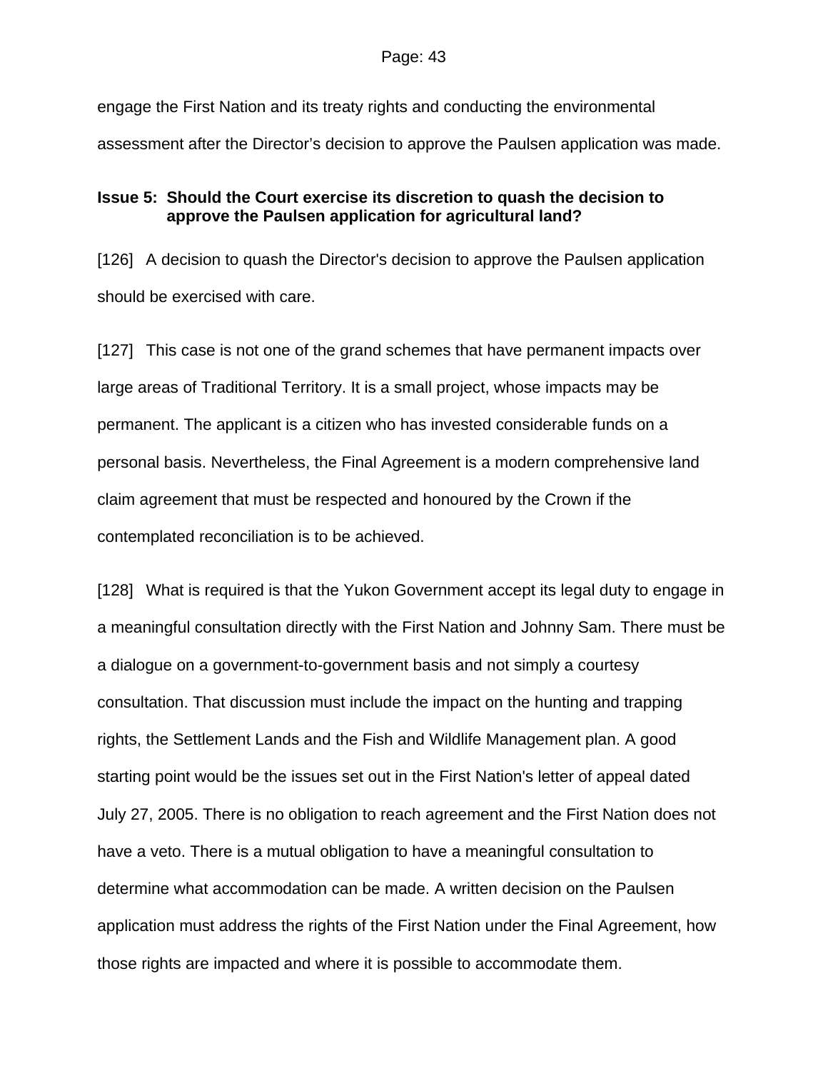engage the First Nation and its treaty rights and conducting the environmental assessment after the Director's decision to approve the Paulsen application was made.

**Issue 5: Should the Court exercise its discretion to quash the decision to approve the Paulsen application for agricultural land?**

[126] A decision to quash the Director's decision to approve the Paulsen application should be exercised with care.

[127] This case is not one of the grand schemes that have permanent impacts over large areas of Traditional Territory. It is a small project, whose impacts may be permanent. The applicant is a citizen who has invested considerable funds on a personal basis. Nevertheless, the Final Agreement is a modern comprehensive land claim agreement that must be respected and honoured by the Crown if the contemplated reconciliation is to be achieved.

[128] What is required is that the Yukon Government accept its legal duty to engage in a meaningful consultation directly with the First Nation and Johnny Sam. There must be a dialogue on a government-to-government basis and not simply a courtesy consultation. That discussion must include the impact on the hunting and trapping rights, the Settlement Lands and the Fish and Wildlife Management plan. A good starting point would be the issues set out in the First Nation's letter of appeal dated July 27, 2005. There is no obligation to reach agreement and the First Nation does not have a veto. There is a mutual obligation to have a meaningful consultation to determine what accommodation can be made. A written decision on the Paulsen application must address the rights of the First Nation under the Final Agreement, how those rights are impacted and where it is possible to accommodate them.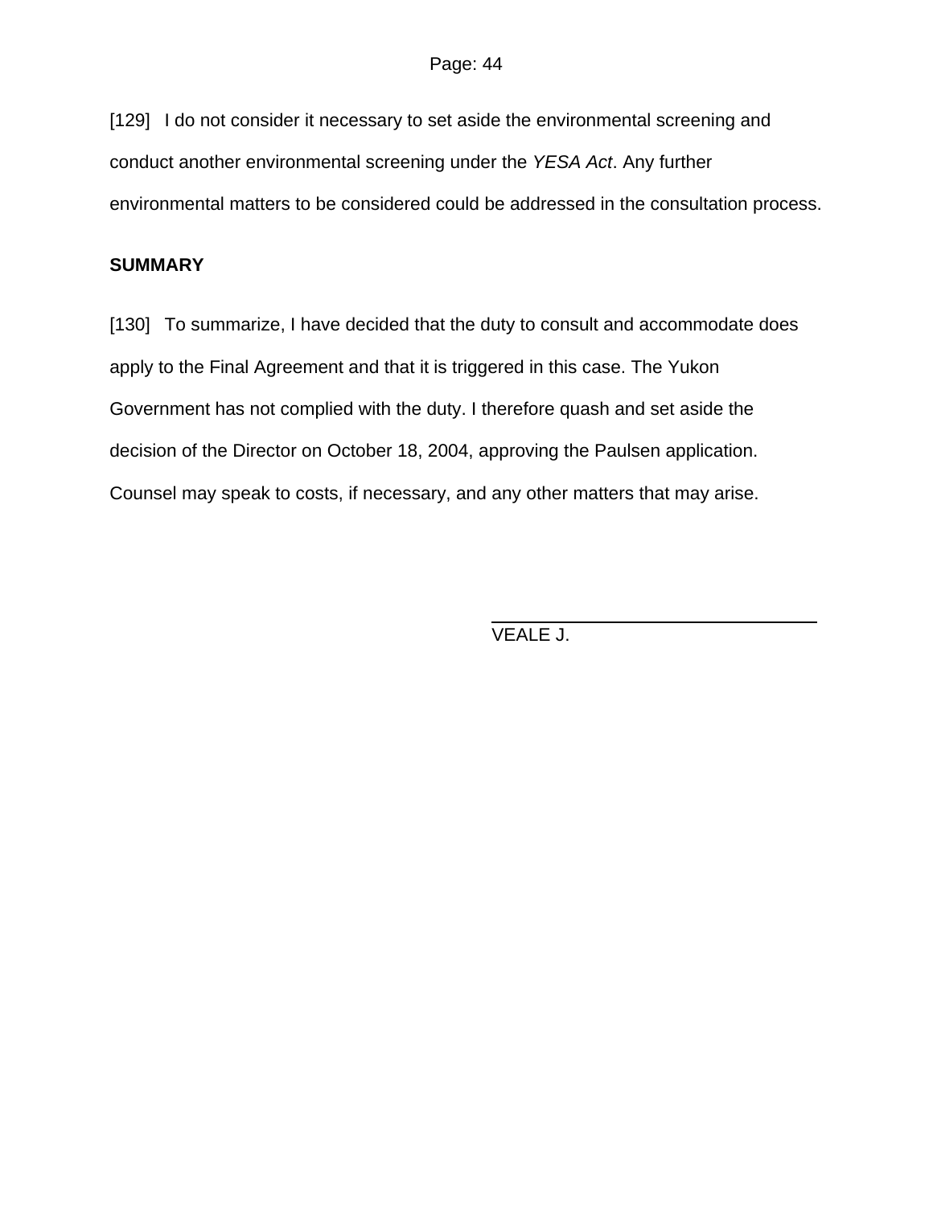[129] I do not consider it necessary to set aside the environmental screening and conduct another environmental screening under the *YESA Act*. Any further environmental matters to be considered could be addressed in the consultation process.

**SUMMARY**

[130] To summarize, I have decided that the duty to consult and accommodate does apply to the Final Agreement and that it is triggered in this case. The Yukon Government has not complied with the duty. I therefore quash and set aside the decision of the Director on October 18, 2004, approving the Paulsen application. Counsel may speak to costs, if necessary, and any other matters that may arise.

VEALE J.